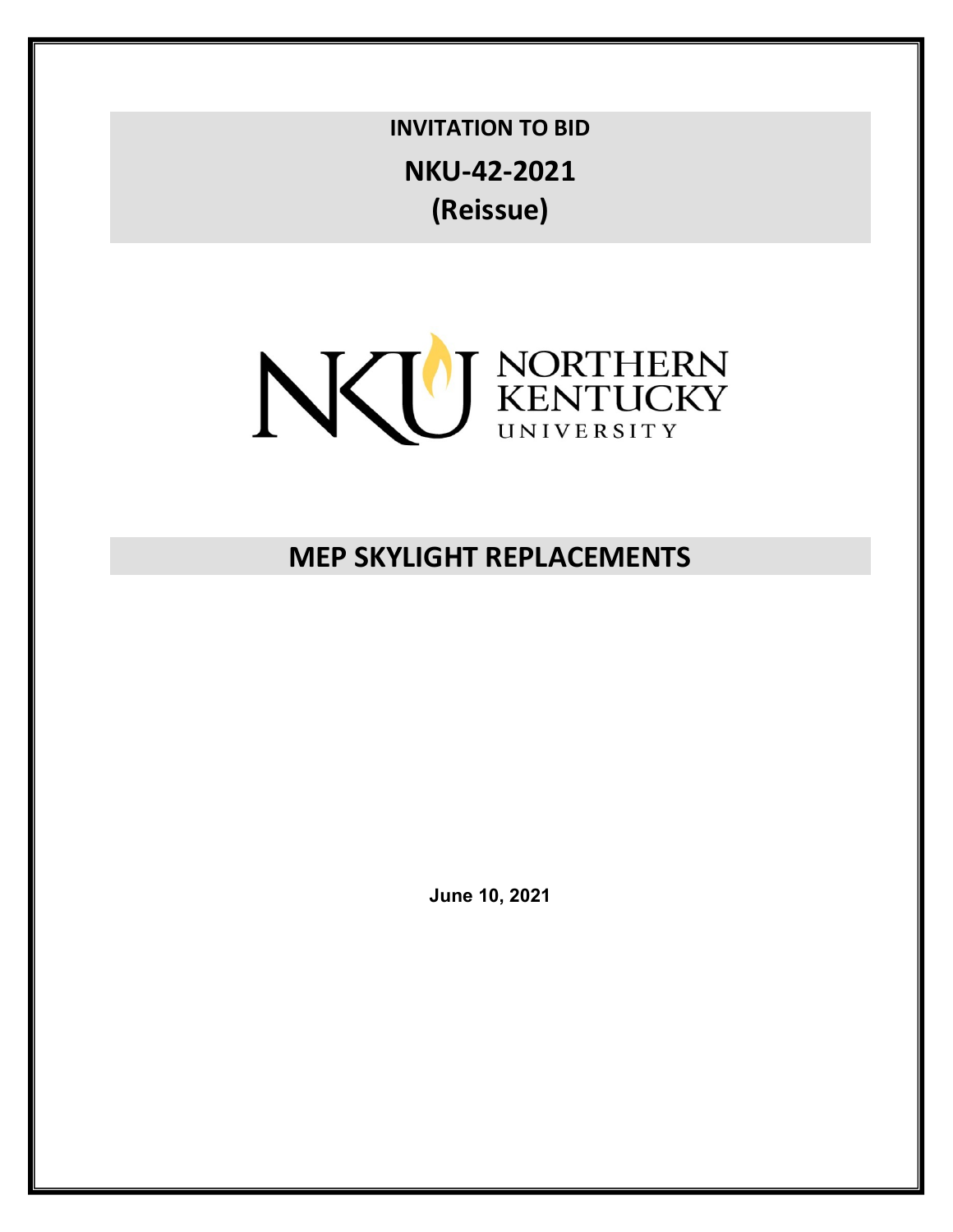# INVITATION TO BID

# NKU-42-2021

# (Reissue)

NORTHERN KENTUCKY UNIVERSITY

# MEP SKYLIGHT REPLACEMENTS

**June 10, 2021**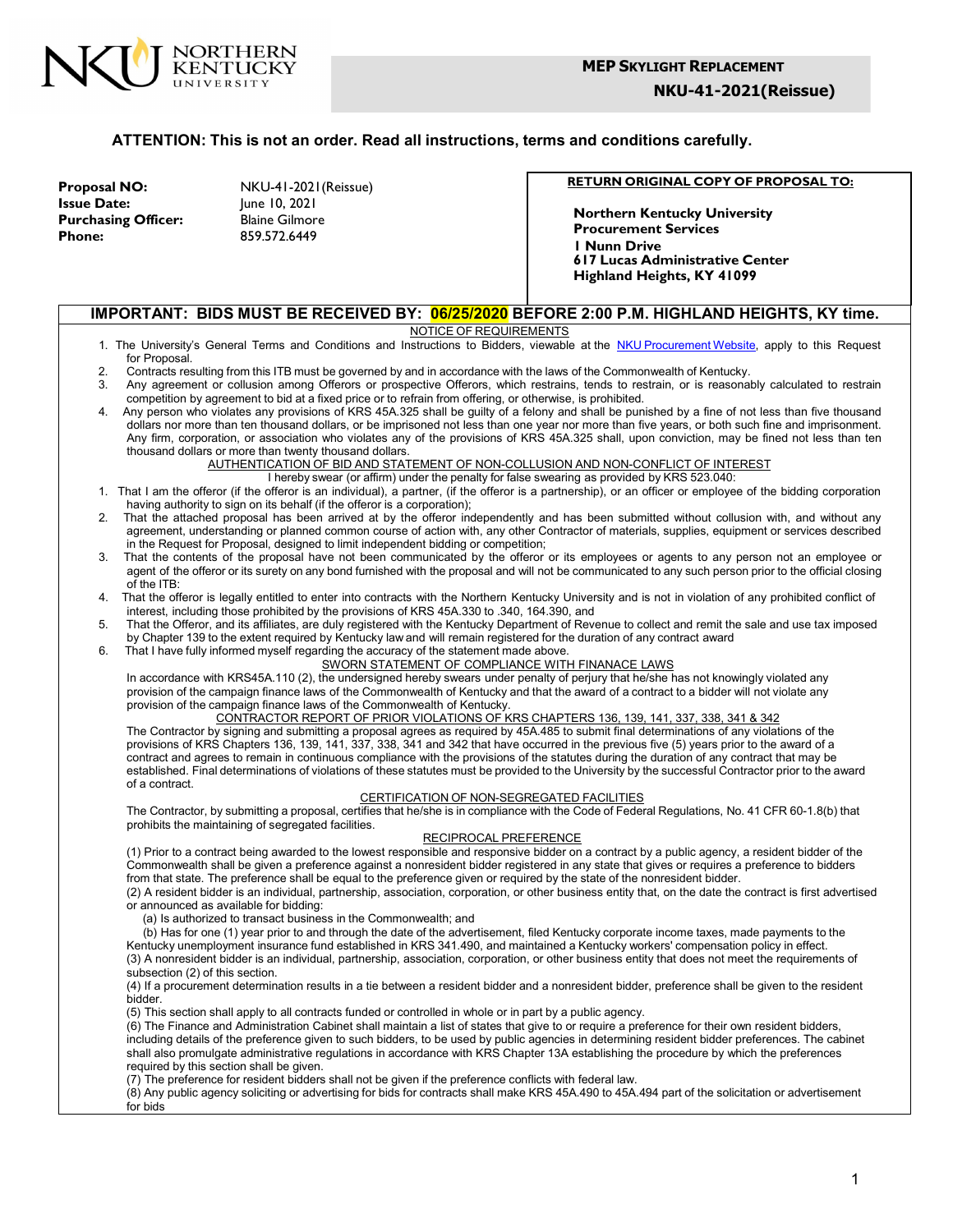NORTHERN KENTUCKY UNIVERSITY

**MEP SKYLIGHT REPLACEMENT**
**NKU-41-2021(Reissue)**

### ATTENTION: This is not an order. Read all instructions, terms and conditions carefully.

**Proposal NO:** NKU-41-2021(Reissue)
**Issue Date:** June 10, 2021
**Purchasing Officer:** Blaine Gilmore
**Phone:** 859.572.6449

**RETURN ORIGINAL COPY OF PROPOSAL TO:**

**Northern Kentucky University**
**Procurement Services**
**1 Nunn Drive**
**617 Lucas Administrative Center**
**Highland Heights, KY 41099**

## IMPORTANT: BIDS MUST BE RECEIVED BY: 06/25/2020 BEFORE 2:00 P.M. HIGHLAND HEIGHTS, KY time.

NOTICE OF REQUIREMENTS

1. The University's General Terms and Conditions and Instructions to Bidders, viewable at the NKU Procurement Website, apply to this Request for Proposal.
2. Contracts resulting from this ITB must be governed by and in accordance with the laws of the Commonwealth of Kentucky.
3. Any agreement or collusion among Offerors or prospective Offerors, which restrains, tends to restrain, or is reasonably calculated to restrain competition by agreement to bid at a fixed price or to refrain from offering, or otherwise, is prohibited.
4. Any person who violates any provisions of KRS 45A.325 shall be guilty of a felony and shall be punished by a fine of not less than five thousand dollars nor more than ten thousand dollars, or be imprisoned not less than one year nor more than five years, or both such fine and imprisonment. Any firm, corporation, or association who violates any of the provisions of KRS 45A.325 shall, upon conviction, may be fined not less than ten thousand dollars or more than twenty thousand dollars.

AUTHENTICATION OF BID AND STATEMENT OF NON-COLLUSION AND NON-CONFLICT OF INTEREST

I hereby swear (or affirm) under the penalty for false swearing as provided by KRS 523.040:

1. That I am the offeror (if the offeror is an individual), a partner, (if the offeror is a partnership), or an officer or employee of the bidding corporation having authority to sign on its behalf (if the offeror is a corporation);
2. That the attached proposal has been arrived at by the offeror independently and has been submitted without collusion with, and without any agreement, understanding or planned common course of action with, any other Contractor of materials, supplies, equipment or services described in the Request for Proposal, designed to limit independent bidding or competition;
3. That the contents of the proposal have not been communicated by the offeror or its employees or agents to any person not an employee or agent of the offeror or its surety on any bond furnished with the proposal and will not be communicated to any such person prior to the official closing of the ITB:
4. That the offeror is legally entitled to enter into contracts with the Northern Kentucky University and is not in violation of any prohibited conflict of interest, including those prohibited by the provisions of KRS 45A.330 to .340, 164.390, and
5. That the Offeror, and its affiliates, are duly registered with the Kentucky Department of Revenue to collect and remit the sale and use tax imposed by Chapter 139 to the extent required by Kentucky law and will remain registered for the duration of any contract award
6. That I have fully informed myself regarding the accuracy of the statement made above.

SWORN STATEMENT OF COMPLIANCE WITH FINANACE LAWS

In accordance with KRS45A.110 (2), the undersigned hereby swears under penalty of perjury that he/she has not knowingly violated any provision of the campaign finance laws of the Commonwealth of Kentucky and that the award of a contract to a bidder will not violate any provision of the campaign finance laws of the Commonwealth of Kentucky.

CONTRACTOR REPORT OF PRIOR VIOLATIONS OF KRS CHAPTERS 136, 139, 141, 337, 338, 341 & 342

The Contractor by signing and submitting a proposal agrees as required by 45A.485 to submit final determinations of any violations of the provisions of KRS Chapters 136, 139, 141, 337, 338, 341 and 342 that have occurred in the previous five (5) years prior to the award of a contract and agrees to remain in continuous compliance with the provisions of the statutes during the duration of any contract that may be established. Final determinations of violations of these statutes must be provided to the University by the successful Contractor prior to the award of a contract.

CERTIFICATION OF NON-SEGREGATED FACILITIES

The Contractor, by submitting a proposal, certifies that he/she is in compliance with the Code of Federal Regulations, No. 41 CFR 60-1.8(b) that prohibits the maintaining of segregated facilities.

RECIPROCAL PREFERENCE

(1) Prior to a contract being awarded to the lowest responsible and responsive bidder on a contract by a public agency, a resident bidder of the Commonwealth shall be given a preference against a nonresident bidder registered in any state that gives or requires a preference to bidders from that state. The preference shall be equal to the preference given or required by the state of the nonresident bidder.

(2) A resident bidder is an individual, partnership, association, corporation, or other business entity that, on the date the contract is first advertised or announced as available for bidding:

(a) Is authorized to transact business in the Commonwealth; and

(b) Has for one (1) year prior to and through the date of the advertisement, filed Kentucky corporate income taxes, made payments to the Kentucky unemployment insurance fund established in KRS 341.490, and maintained a Kentucky workers' compensation policy in effect.

(3) A nonresident bidder is an individual, partnership, association, corporation, or other business entity that does not meet the requirements of subsection (2) of this section.

(4) If a procurement determination results in a tie between a resident bidder and a nonresident bidder, preference shall be given to the resident bidder.

(5) This section shall apply to all contracts funded or controlled in whole or in part by a public agency.

(6) The Finance and Administration Cabinet shall maintain a list of states that give to or require a preference for their own resident bidders, including details of the preference given to such bidders, to be used by public agencies in determining resident bidder preferences. The cabinet shall also promulgate administrative regulations in accordance with KRS Chapter 13A establishing the procedure by which the preferences required by this section shall be given.

(7) The preference for resident bidders shall not be given if the preference conflicts with federal law.

(8) Any public agency soliciting or advertising for bids for contracts shall make KRS 45A.490 to 45A.494 part of the solicitation or advertisement for bids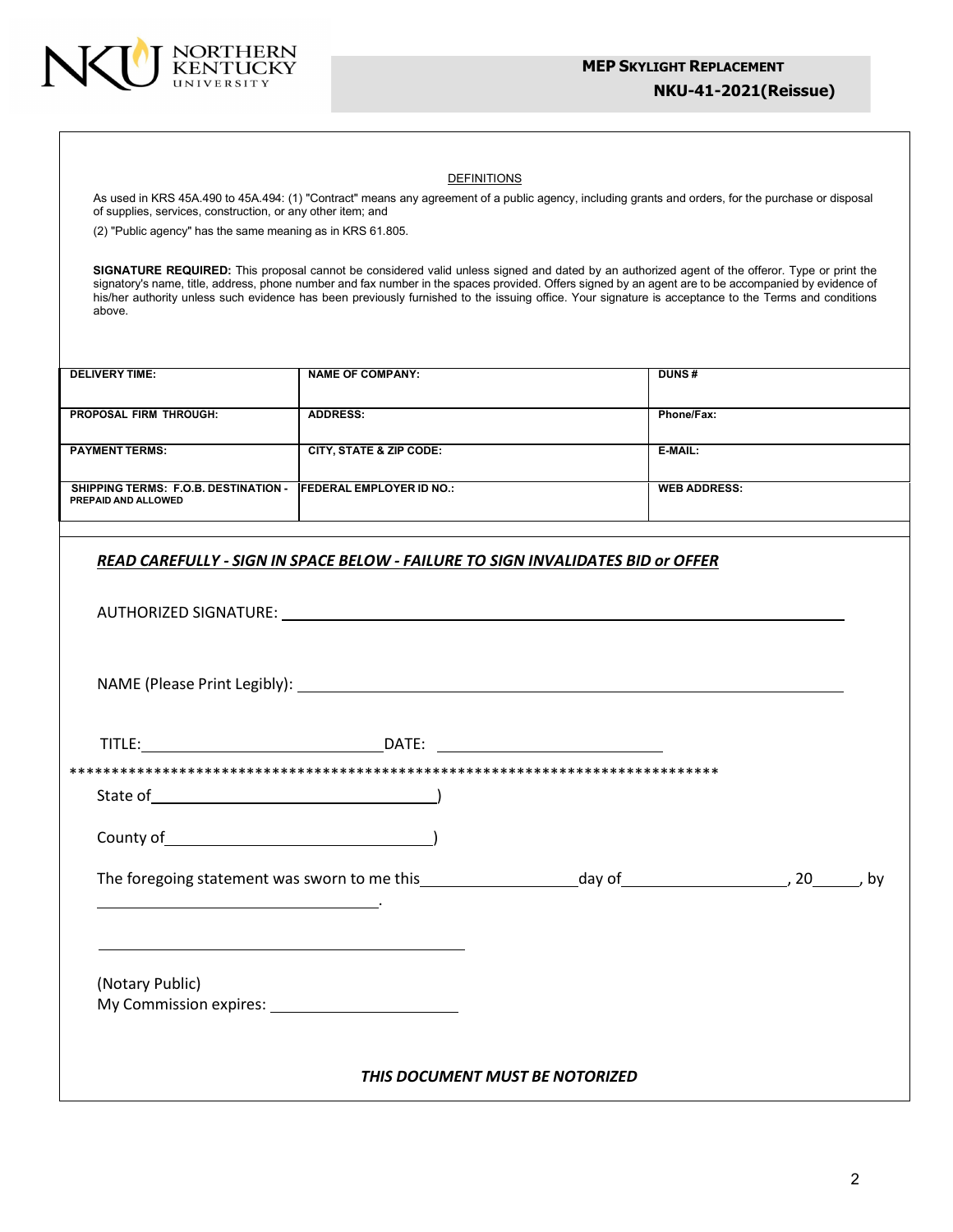DEFINITIONS

As used in KRS 45A.490 to 45A.494: (1) "Contract" means any agreement of a public agency, including grants and orders, for the purchase or disposal of supplies, services, construction, or any other item; and

(2) "Public agency" has the same meaning as in KRS 61.805.

**SIGNATURE REQUIRED:** This proposal cannot be considered valid unless signed and dated by an authorized agent of the offeror. Type or print the signatory's name, title, address, phone number and fax number in the spaces provided. Offers signed by an agent are to be accompanied by evidence of his/her authority unless such evidence has been previously furnished to the issuing office. Your signature is acceptance to the Terms and conditions above.

| | | |
|---|---|---|
| **DELIVERY TIME:** | **NAME OF COMPANY:** | **DUNS #** |
| **PROPOSAL FIRM THROUGH:** | **ADDRESS:** | **Phone/Fax:** |
| **PAYMENT TERMS:** | **CITY, STATE & ZIP CODE:** | **E-MAIL:** |
| **SHIPPING TERMS: F.O.B. DESTINATION - PREPAID AND ALLOWED** | **FEDERAL EMPLOYER ID NO.:** | **WEB ADDRESS:** |

***READ CAREFULLY - SIGN IN SPACE BELOW - FAILURE TO SIGN INVALIDATES BID or OFFER***

AUTHORIZED SIGNATURE: ______________________________

NAME (Please Print Legibly): ______________________________

TITLE: ____________________ DATE: ____________________

******************************************************************************

State of ______________________)

County of ______________________)

The foregoing statement was sworn to me this __________ day of __________, 20____, by ______________________.

______________________________

(Notary Public)
My Commission expires: ____________________

***THIS DOCUMENT MUST BE NOTORIZED***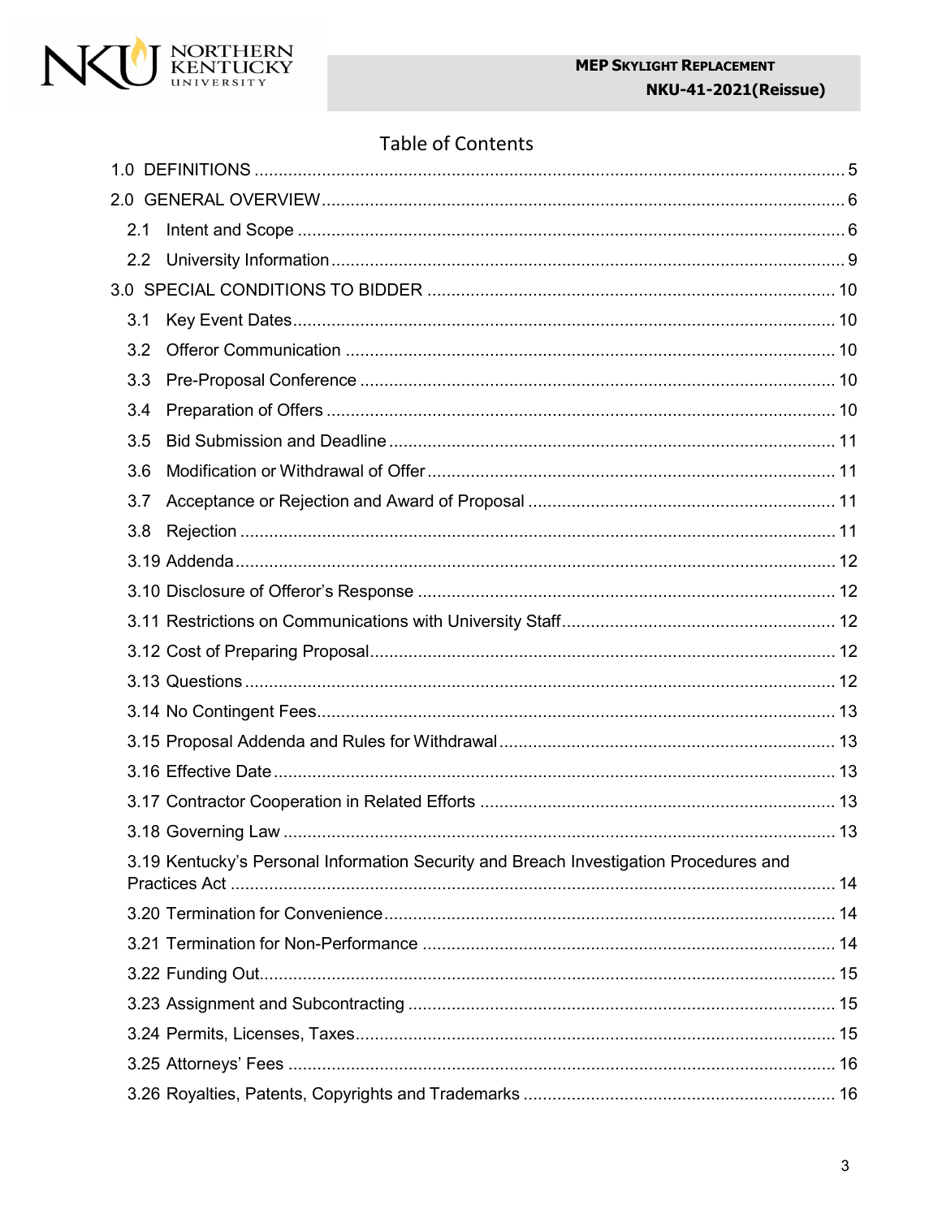# Table of Contents

1.0 DEFINITIONS .......... 5

2.0 GENERAL OVERVIEW .......... 6

- 2.1 Intent and Scope .......... 6
- 2.2 University Information .......... 9

3.0 SPECIAL CONDITIONS TO BIDDER .......... 10

- 3.1 Key Event Dates .......... 10
- 3.2 Offeror Communication .......... 10
- 3.3 Pre-Proposal Conference .......... 10
- 3.4 Preparation of Offers .......... 10
- 3.5 Bid Submission and Deadline .......... 11
- 3.6 Modification or Withdrawal of Offer .......... 11
- 3.7 Acceptance or Rejection and Award of Proposal .......... 11
- 3.8 Rejection .......... 11
- 3.19 Addenda .......... 12
- 3.10 Disclosure of Offeror's Response .......... 12
- 3.11 Restrictions on Communications with University Staff .......... 12
- 3.12 Cost of Preparing Proposal .......... 12
- 3.13 Questions .......... 12
- 3.14 No Contingent Fees .......... 13
- 3.15 Proposal Addenda and Rules for Withdrawal .......... 13
- 3.16 Effective Date .......... 13
- 3.17 Contractor Cooperation in Related Efforts .......... 13
- 3.18 Governing Law .......... 13
- 3.19 Kentucky's Personal Information Security and Breach Investigation Procedures and Practices Act .......... 14
- 3.20 Termination for Convenience .......... 14
- 3.21 Termination for Non-Performance .......... 14
- 3.22 Funding Out .......... 15
- 3.23 Assignment and Subcontracting .......... 15
- 3.24 Permits, Licenses, Taxes .......... 15
- 3.25 Attorneys' Fees .......... 16
- 3.26 Royalties, Patents, Copyrights and Trademarks .......... 16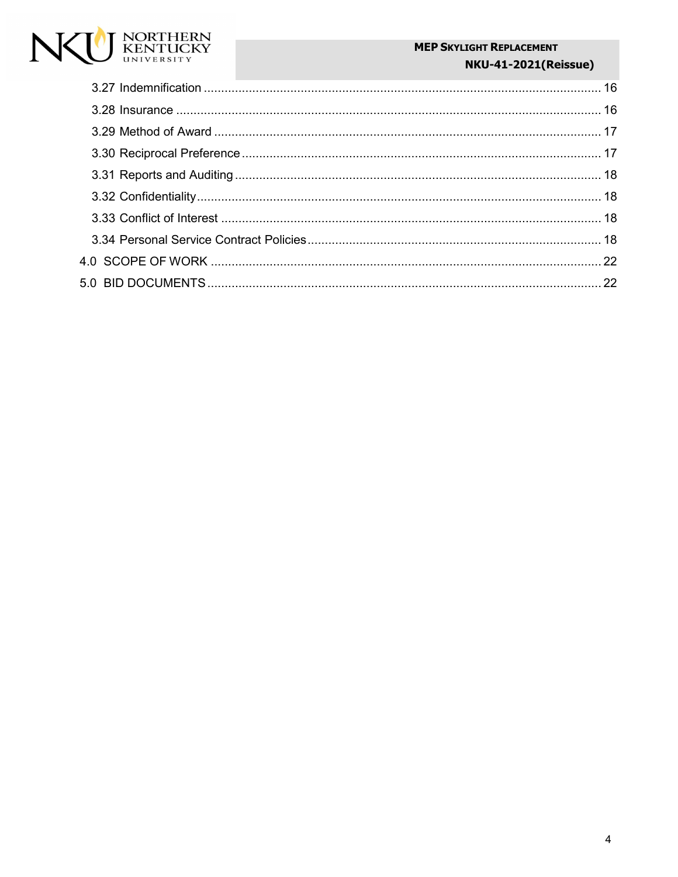3.27 Indemnification ........ 16

3.28 Insurance ........ 16

3.29 Method of Award ........ 17

3.30 Reciprocal Preference ........ 17

3.31 Reports and Auditing ........ 18

3.32 Confidentiality ........ 18

3.33 Conflict of Interest ........ 18

3.34 Personal Service Contract Policies ........ 18

4.0 SCOPE OF WORK ........ 22

5.0 BID DOCUMENTS ........ 22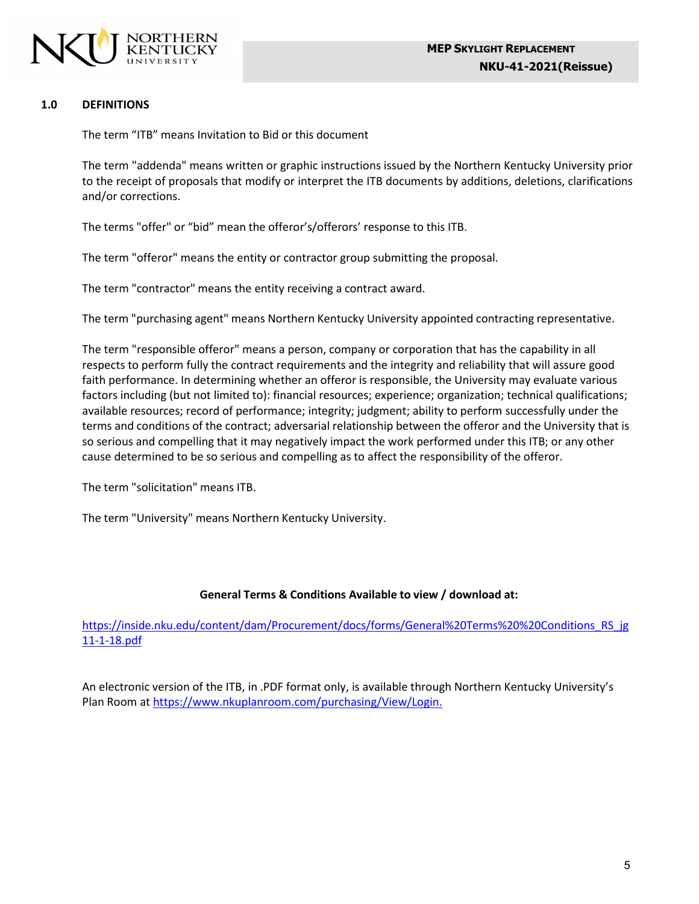## 1.0 DEFINITIONS

The term “ITB” means Invitation to Bid or this document

The term "addenda" means written or graphic instructions issued by the Northern Kentucky University prior to the receipt of proposals that modify or interpret the ITB documents by additions, deletions, clarifications and/or corrections.

The terms "offer" or “bid” mean the offeror’s/offerors’ response to this ITB.

The term "offeror" means the entity or contractor group submitting the proposal.

The term "contractor" means the entity receiving a contract award.

The term "purchasing agent" means Northern Kentucky University appointed contracting representative.

The term "responsible offeror" means a person, company or corporation that has the capability in all respects to perform fully the contract requirements and the integrity and reliability that will assure good faith performance. In determining whether an offeror is responsible, the University may evaluate various factors including (but not limited to): financial resources; experience; organization; technical qualifications; available resources; record of performance; integrity; judgment; ability to perform successfully under the terms and conditions of the contract; adversarial relationship between the offeror and the University that is so serious and compelling that it may negatively impact the work performed under this ITB; or any other cause determined to be so serious and compelling as to affect the responsibility of the offeror.

The term "solicitation" means ITB.

The term "University" means Northern Kentucky University.

**General Terms & Conditions Available to view / download at:**

https://inside.nku.edu/content/dam/Procurement/docs/forms/General%20Terms%20%20Conditions_RS_jg 11-1-18.pdf

An electronic version of the ITB, in .PDF format only, is available through Northern Kentucky University’s Plan Room at https://www.nkuplanroom.com/purchasing/View/Login.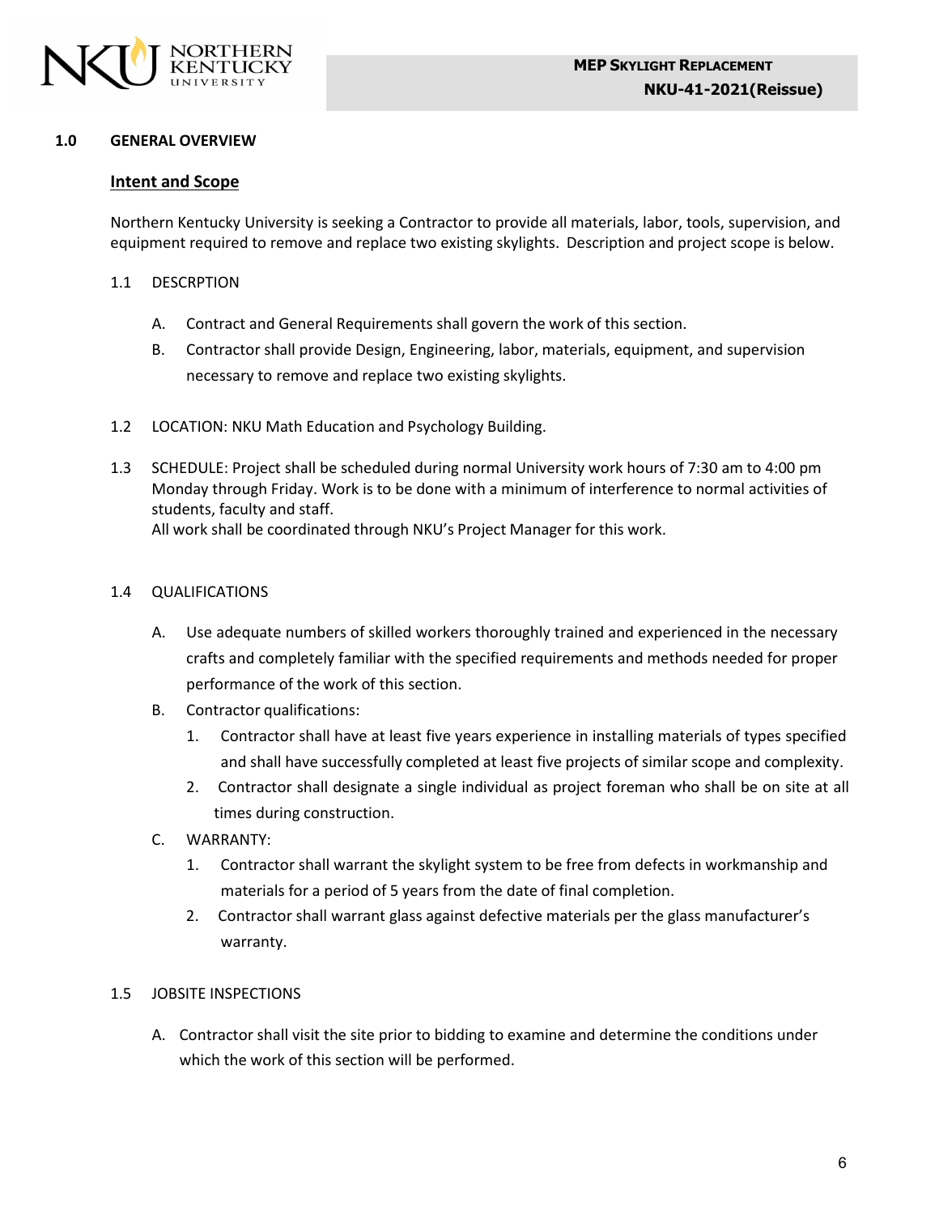## 1.0 GENERAL OVERVIEW

### Intent and Scope

Northern Kentucky University is seeking a Contractor to provide all materials, labor, tools, supervision, and equipment required to remove and replace two existing skylights. Description and project scope is below.

1.1 DESCRPTION

A. Contract and General Requirements shall govern the work of this section.

B. Contractor shall provide Design, Engineering, labor, materials, equipment, and supervision necessary to remove and replace two existing skylights.

1.2 LOCATION: NKU Math Education and Psychology Building.

1.3 SCHEDULE: Project shall be scheduled during normal University work hours of 7:30 am to 4:00 pm Monday through Friday. Work is to be done with a minimum of interference to normal activities of students, faculty and staff.
All work shall be coordinated through NKU's Project Manager for this work.

1.4 QUALIFICATIONS

A. Use adequate numbers of skilled workers thoroughly trained and experienced in the necessary crafts and completely familiar with the specified requirements and methods needed for proper performance of the work of this section.

B. Contractor qualifications:

1. Contractor shall have at least five years experience in installing materials of types specified and shall have successfully completed at least five projects of similar scope and complexity.
2. Contractor shall designate a single individual as project foreman who shall be on site at all times during construction.

C. WARRANTY:

1. Contractor shall warrant the skylight system to be free from defects in workmanship and materials for a period of 5 years from the date of final completion.
2. Contractor shall warrant glass against defective materials per the glass manufacturer's warranty.

1.5 JOBSITE INSPECTIONS

A. Contractor shall visit the site prior to bidding to examine and determine the conditions under which the work of this section will be performed.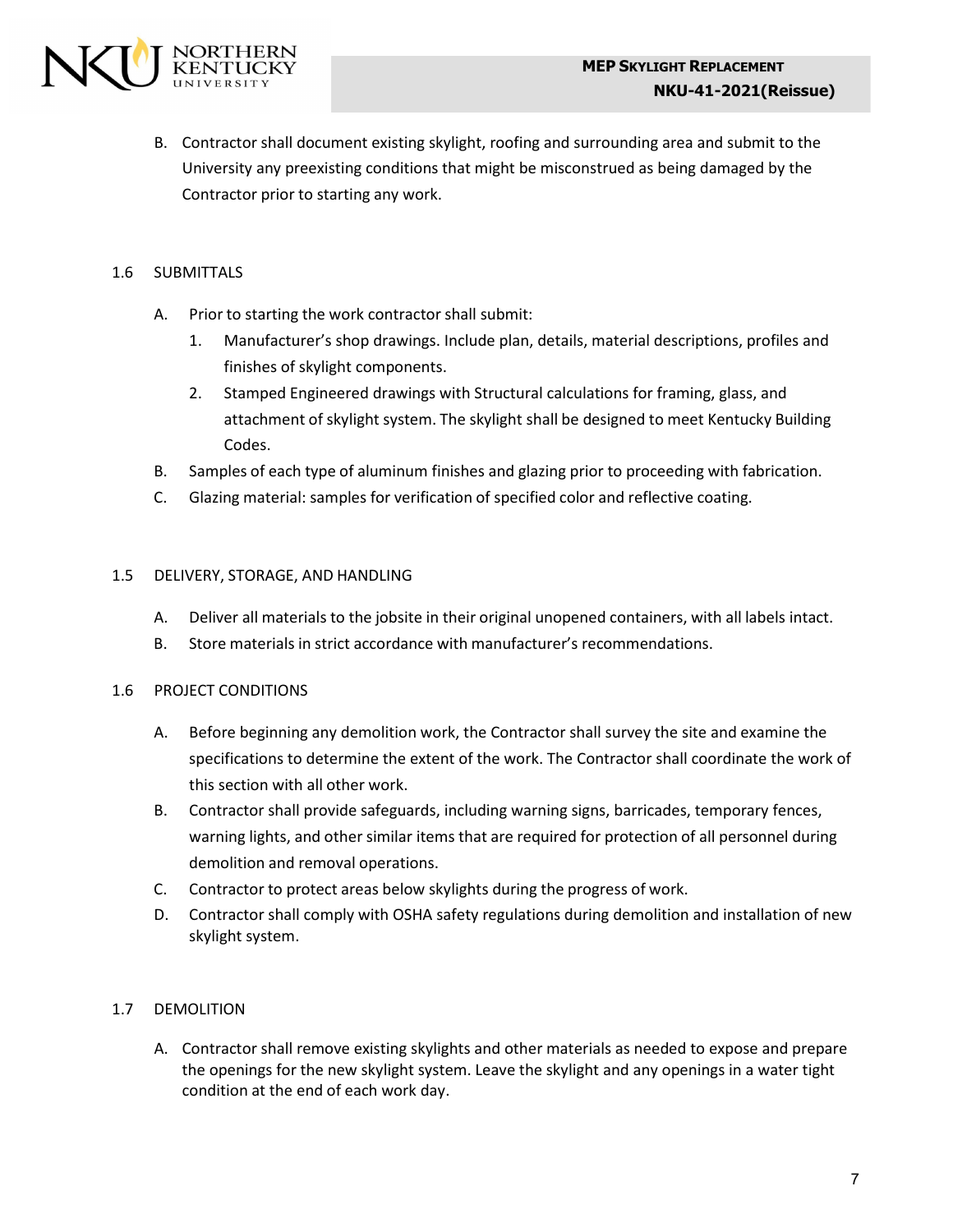B. Contractor shall document existing skylight, roofing and surrounding area and submit to the University any preexisting conditions that might be misconstrued as being damaged by the Contractor prior to starting any work.

## 1.6 SUBMITTALS

A. Prior to starting the work contractor shall submit:
   1. Manufacturer's shop drawings. Include plan, details, material descriptions, profiles and finishes of skylight components.
   2. Stamped Engineered drawings with Structural calculations for framing, glass, and attachment of skylight system. The skylight shall be designed to meet Kentucky Building Codes.

B. Samples of each type of aluminum finishes and glazing prior to proceeding with fabrication.

C. Glazing material: samples for verification of specified color and reflective coating.

## 1.5 DELIVERY, STORAGE, AND HANDLING

A. Deliver all materials to the jobsite in their original unopened containers, with all labels intact.

B. Store materials in strict accordance with manufacturer's recommendations.

## 1.6 PROJECT CONDITIONS

A. Before beginning any demolition work, the Contractor shall survey the site and examine the specifications to determine the extent of the work. The Contractor shall coordinate the work of this section with all other work.

B. Contractor shall provide safeguards, including warning signs, barricades, temporary fences, warning lights, and other similar items that are required for protection of all personnel during demolition and removal operations.

C. Contractor to protect areas below skylights during the progress of work.

D. Contractor shall comply with OSHA safety regulations during demolition and installation of new skylight system.

## 1.7 DEMOLITION

A. Contractor shall remove existing skylights and other materials as needed to expose and prepare the openings for the new skylight system. Leave the skylight and any openings in a water tight condition at the end of each work day.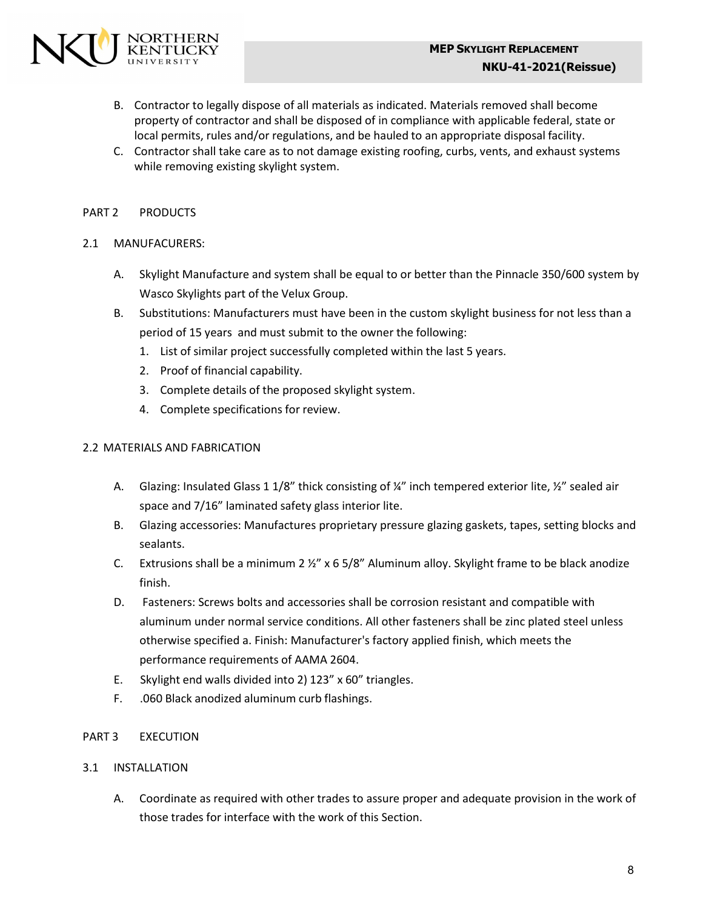B. Contractor to legally dispose of all materials as indicated. Materials removed shall become property of contractor and shall be disposed of in compliance with applicable federal, state or local permits, rules and/or regulations, and be hauled to an appropriate disposal facility.

C. Contractor shall take care as to not damage existing roofing, curbs, vents, and exhaust systems while removing existing skylight system.

## PART 2 PRODUCTS

### 2.1 MANUFACURERS:

A. Skylight Manufacture and system shall be equal to or better than the Pinnacle 350/600 system by Wasco Skylights part of the Velux Group.

B. Substitutions: Manufacturers must have been in the custom skylight business for not less than a period of 15 years and must submit to the owner the following:

1. List of similar project successfully completed within the last 5 years.
2. Proof of financial capability.
3. Complete details of the proposed skylight system.
4. Complete specifications for review.

### 2.2 MATERIALS AND FABRICATION

A. Glazing: Insulated Glass 1 1/8" thick consisting of ¼" inch tempered exterior lite, ½" sealed air space and 7/16" laminated safety glass interior lite.

B. Glazing accessories: Manufactures proprietary pressure glazing gaskets, tapes, setting blocks and sealants.

C. Extrusions shall be a minimum 2 ½" x 6 5/8" Aluminum alloy. Skylight frame to be black anodize finish.

D. Fasteners: Screws bolts and accessories shall be corrosion resistant and compatible with aluminum under normal service conditions. All other fasteners shall be zinc plated steel unless otherwise specified a. Finish: Manufacturer's factory applied finish, which meets the performance requirements of AAMA 2604.

E. Skylight end walls divided into 2) 123" x 60" triangles.

F. .060 Black anodized aluminum curb flashings.

## PART 3 EXECUTION

### 3.1 INSTALLATION

A. Coordinate as required with other trades to assure proper and adequate provision in the work of those trades for interface with the work of this Section.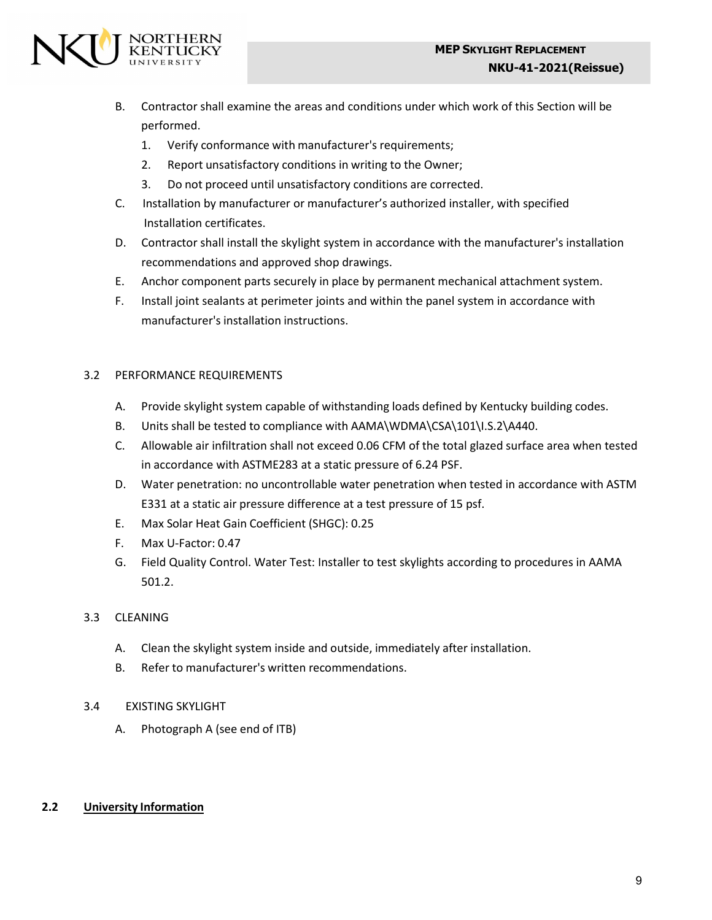B. Contractor shall examine the areas and conditions under which work of this Section will be performed.
   1. Verify conformance with manufacturer's requirements;
   2. Report unsatisfactory conditions in writing to the Owner;
   3. Do not proceed until unsatisfactory conditions are corrected.

C. Installation by manufacturer or manufacturer's authorized installer, with specified Installation certificates.

D. Contractor shall install the skylight system in accordance with the manufacturer's installation recommendations and approved shop drawings.

E. Anchor component parts securely in place by permanent mechanical attachment system.

F. Install joint sealants at perimeter joints and within the panel system in accordance with manufacturer's installation instructions.

3.2 PERFORMANCE REQUIREMENTS

A. Provide skylight system capable of withstanding loads defined by Kentucky building codes.

B. Units shall be tested to compliance with AAMA\WDMA\CSA\101\I.S.2\A440.

C. Allowable air infiltration shall not exceed 0.06 CFM of the total glazed surface area when tested in accordance with ASTME283 at a static pressure of 6.24 PSF.

D. Water penetration: no uncontrollable water penetration when tested in accordance with ASTM E331 at a static air pressure difference at a test pressure of 15 psf.

E. Max Solar Heat Gain Coefficient (SHGC): 0.25

F. Max U-Factor: 0.47

G. Field Quality Control. Water Test: Installer to test skylights according to procedures in AAMA 501.2.

3.3 CLEANING

A. Clean the skylight system inside and outside, immediately after installation.

B. Refer to manufacturer's written recommendations.

3.4 EXISTING SKYLIGHT

A. Photograph A (see end of ITB)

## 2.2 University Information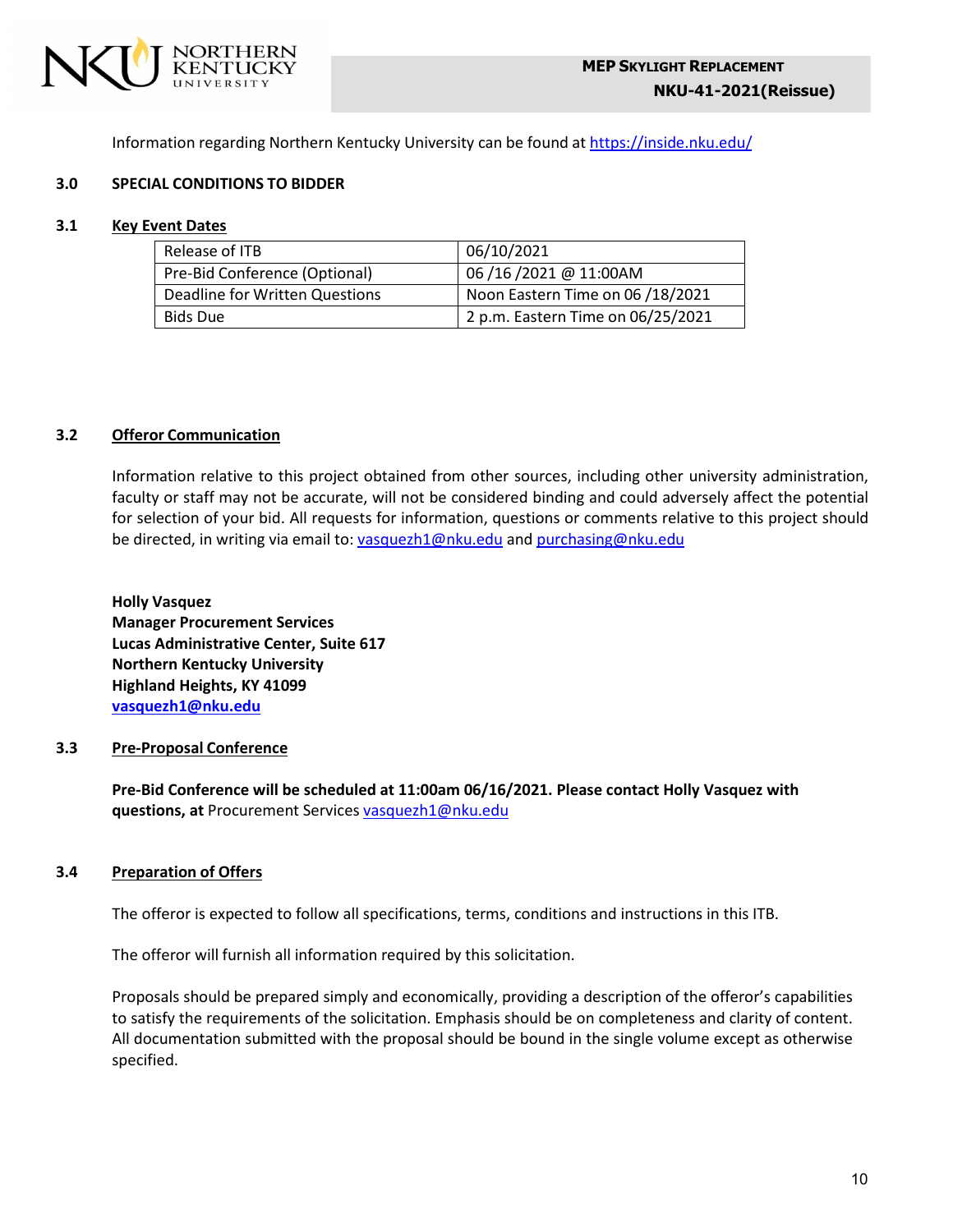Information regarding Northern Kentucky University can be found at https://inside.nku.edu/

## 3.0 SPECIAL CONDITIONS TO BIDDER

### 3.1 Key Event Dates

| Release of ITB | 06/10/2021 |
|---|---|
| Pre-Bid Conference (Optional) | 06 /16 /2021 @ 11:00AM |
| Deadline for Written Questions | Noon Eastern Time on 06 /18/2021 |
| Bids Due | 2 p.m. Eastern Time on 06/25/2021 |

### 3.2 Offeror Communication

Information relative to this project obtained from other sources, including other university administration, faculty or staff may not be accurate, will not be considered binding and could adversely affect the potential for selection of your bid. All requests for information, questions or comments relative to this project should be directed, in writing via email to: vasquezh1@nku.edu and purchasing@nku.edu

**Holly Vasquez**
**Manager Procurement Services**
**Lucas Administrative Center, Suite 617**
**Northern Kentucky University**
**Highland Heights, KY 41099**
**vasquezh1@nku.edu**

### 3.3 Pre-Proposal Conference

**Pre-Bid Conference will be scheduled at 11:00am 06/16/2021. Please contact Holly Vasquez with questions, at** Procurement Services vasquezh1@nku.edu

### 3.4 Preparation of Offers

The offeror is expected to follow all specifications, terms, conditions and instructions in this ITB.

The offeror will furnish all information required by this solicitation.

Proposals should be prepared simply and economically, providing a description of the offeror's capabilities to satisfy the requirements of the solicitation. Emphasis should be on completeness and clarity of content. All documentation submitted with the proposal should be bound in the single volume except as otherwise specified.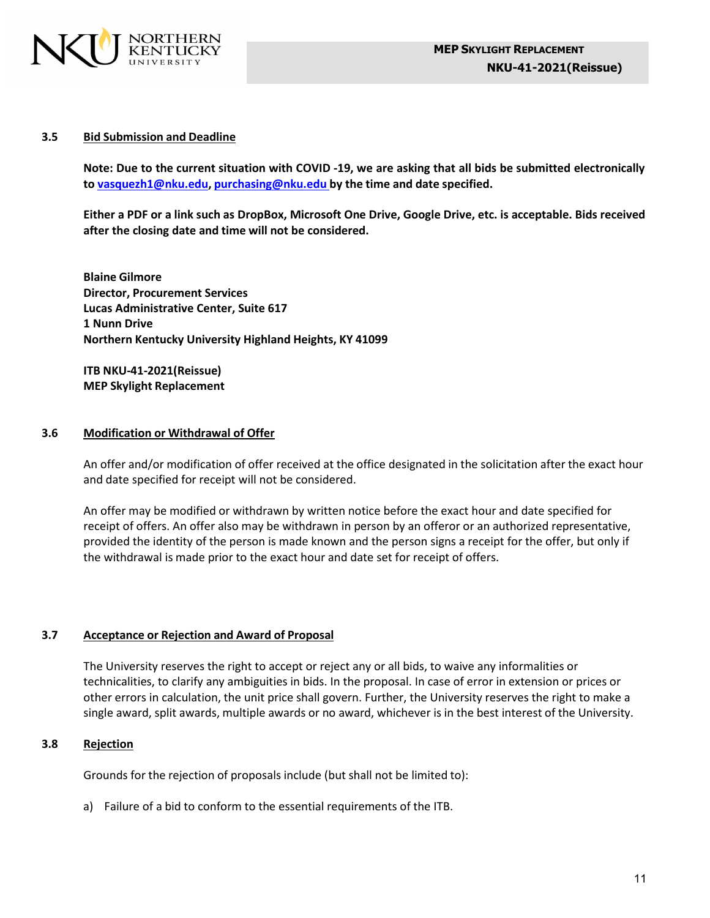### 3.5 Bid Submission and Deadline

**Note: Due to the current situation with COVID -19, we are asking that all bids be submitted electronically to vasquezh1@nku.edu, purchasing@nku.edu by the time and date specified.**

**Either a PDF or a link such as DropBox, Microsoft One Drive, Google Drive, etc. is acceptable. Bids received after the closing date and time will not be considered.**

**Blaine Gilmore**
**Director, Procurement Services**
**Lucas Administrative Center, Suite 617**
**1 Nunn Drive**
**Northern Kentucky University Highland Heights, KY 41099**

**ITB NKU-41-2021(Reissue)**
**MEP Skylight Replacement**

### 3.6 Modification or Withdrawal of Offer

An offer and/or modification of offer received at the office designated in the solicitation after the exact hour and date specified for receipt will not be considered.

An offer may be modified or withdrawn by written notice before the exact hour and date specified for receipt of offers. An offer also may be withdrawn in person by an offeror or an authorized representative, provided the identity of the person is made known and the person signs a receipt for the offer, but only if the withdrawal is made prior to the exact hour and date set for receipt of offers.

### 3.7 Acceptance or Rejection and Award of Proposal

The University reserves the right to accept or reject any or all bids, to waive any informalities or technicalities, to clarify any ambiguities in bids. In the proposal. In case of error in extension or prices or other errors in calculation, the unit price shall govern. Further, the University reserves the right to make a single award, split awards, multiple awards or no award, whichever is in the best interest of the University.

### 3.8 Rejection

Grounds for the rejection of proposals include (but shall not be limited to):

a) Failure of a bid to conform to the essential requirements of the ITB.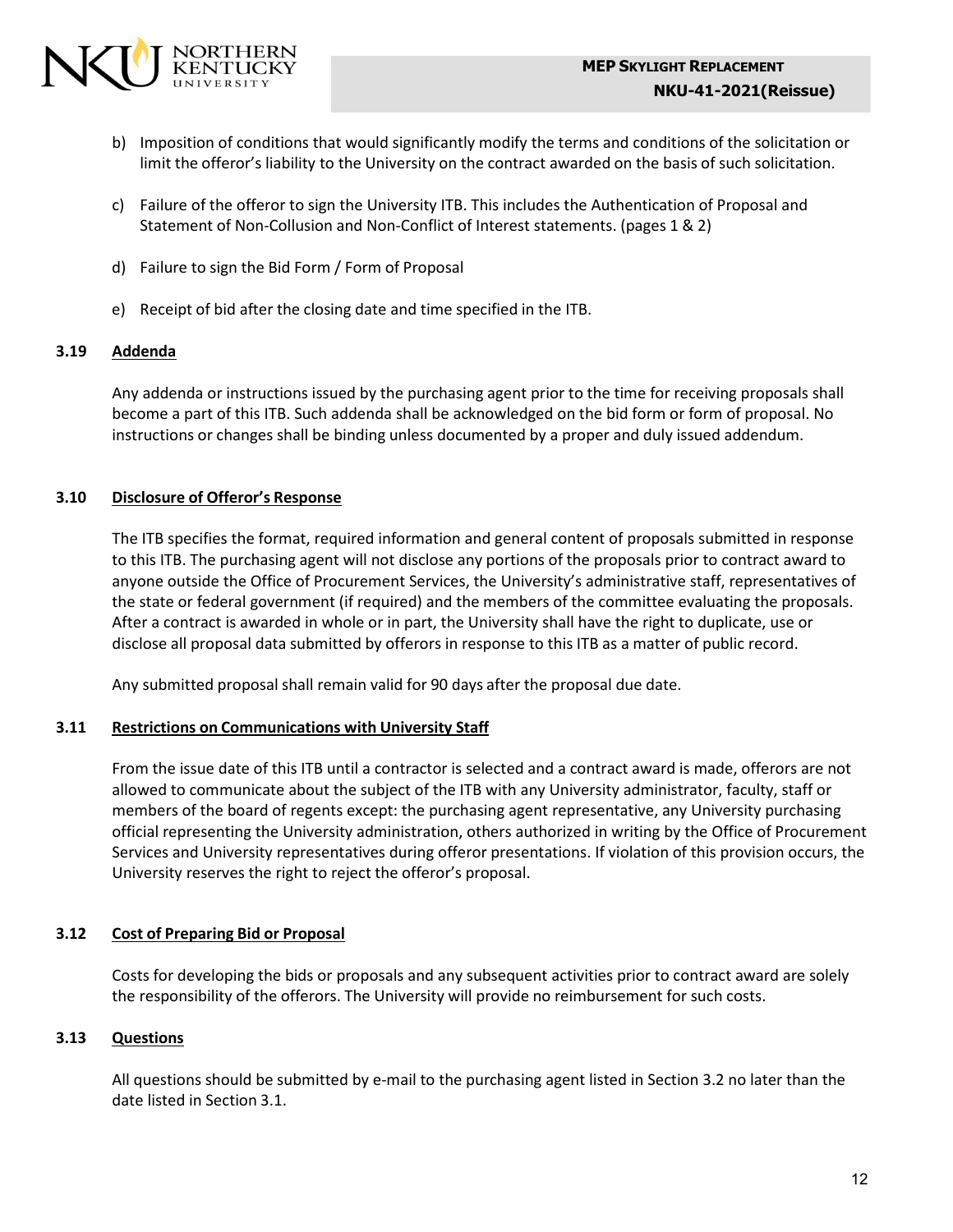b) Imposition of conditions that would significantly modify the terms and conditions of the solicitation or limit the offeror's liability to the University on the contract awarded on the basis of such solicitation.

c) Failure of the offeror to sign the University ITB. This includes the Authentication of Proposal and Statement of Non-Collusion and Non-Conflict of Interest statements. (pages 1 & 2)

d) Failure to sign the Bid Form / Form of Proposal

e) Receipt of bid after the closing date and time specified in the ITB.

### 3.19 Addenda

Any addenda or instructions issued by the purchasing agent prior to the time for receiving proposals shall become a part of this ITB. Such addenda shall be acknowledged on the bid form or form of proposal. No instructions or changes shall be binding unless documented by a proper and duly issued addendum.

### 3.10 Disclosure of Offeror's Response

The ITB specifies the format, required information and general content of proposals submitted in response to this ITB. The purchasing agent will not disclose any portions of the proposals prior to contract award to anyone outside the Office of Procurement Services, the University's administrative staff, representatives of the state or federal government (if required) and the members of the committee evaluating the proposals. After a contract is awarded in whole or in part, the University shall have the right to duplicate, use or disclose all proposal data submitted by offerors in response to this ITB as a matter of public record.

Any submitted proposal shall remain valid for 90 days after the proposal due date.

### 3.11 Restrictions on Communications with University Staff

From the issue date of this ITB until a contractor is selected and a contract award is made, offerors are not allowed to communicate about the subject of the ITB with any University administrator, faculty, staff or members of the board of regents except: the purchasing agent representative, any University purchasing official representing the University administration, others authorized in writing by the Office of Procurement Services and University representatives during offeror presentations. If violation of this provision occurs, the University reserves the right to reject the offeror's proposal.

### 3.12 Cost of Preparing Bid or Proposal

Costs for developing the bids or proposals and any subsequent activities prior to contract award are solely the responsibility of the offerors. The University will provide no reimbursement for such costs.

### 3.13 Questions

All questions should be submitted by e-mail to the purchasing agent listed in Section 3.2 no later than the date listed in Section 3.1.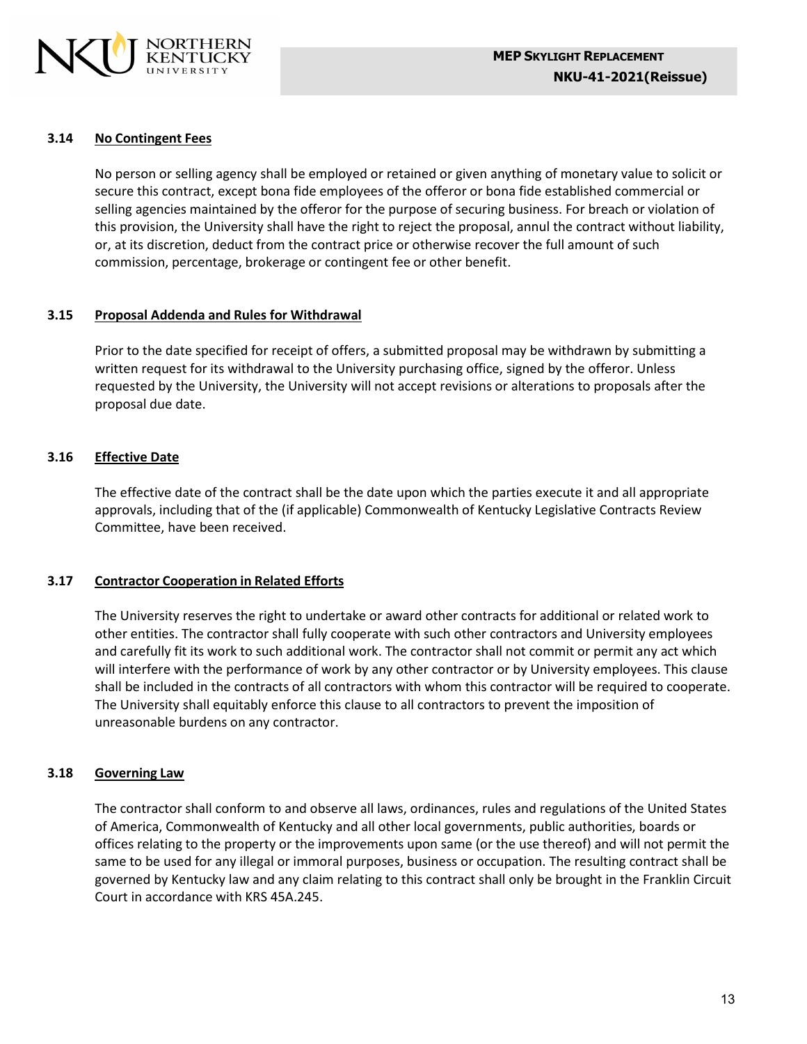### 3.14 No Contingent Fees

No person or selling agency shall be employed or retained or given anything of monetary value to solicit or secure this contract, except bona fide employees of the offeror or bona fide established commercial or selling agencies maintained by the offeror for the purpose of securing business. For breach or violation of this provision, the University shall have the right to reject the proposal, annul the contract without liability, or, at its discretion, deduct from the contract price or otherwise recover the full amount of such commission, percentage, brokerage or contingent fee or other benefit.

### 3.15 Proposal Addenda and Rules for Withdrawal

Prior to the date specified for receipt of offers, a submitted proposal may be withdrawn by submitting a written request for its withdrawal to the University purchasing office, signed by the offeror. Unless requested by the University, the University will not accept revisions or alterations to proposals after the proposal due date.

### 3.16 Effective Date

The effective date of the contract shall be the date upon which the parties execute it and all appropriate approvals, including that of the (if applicable) Commonwealth of Kentucky Legislative Contracts Review Committee, have been received.

### 3.17 Contractor Cooperation in Related Efforts

The University reserves the right to undertake or award other contracts for additional or related work to other entities. The contractor shall fully cooperate with such other contractors and University employees and carefully fit its work to such additional work. The contractor shall not commit or permit any act which will interfere with the performance of work by any other contractor or by University employees. This clause shall be included in the contracts of all contractors with whom this contractor will be required to cooperate. The University shall equitably enforce this clause to all contractors to prevent the imposition of unreasonable burdens on any contractor.

### 3.18 Governing Law

The contractor shall conform to and observe all laws, ordinances, rules and regulations of the United States of America, Commonwealth of Kentucky and all other local governments, public authorities, boards or offices relating to the property or the improvements upon same (or the use thereof) and will not permit the same to be used for any illegal or immoral purposes, business or occupation. The resulting contract shall be governed by Kentucky law and any claim relating to this contract shall only be brought in the Franklin Circuit Court in accordance with KRS 45A.245.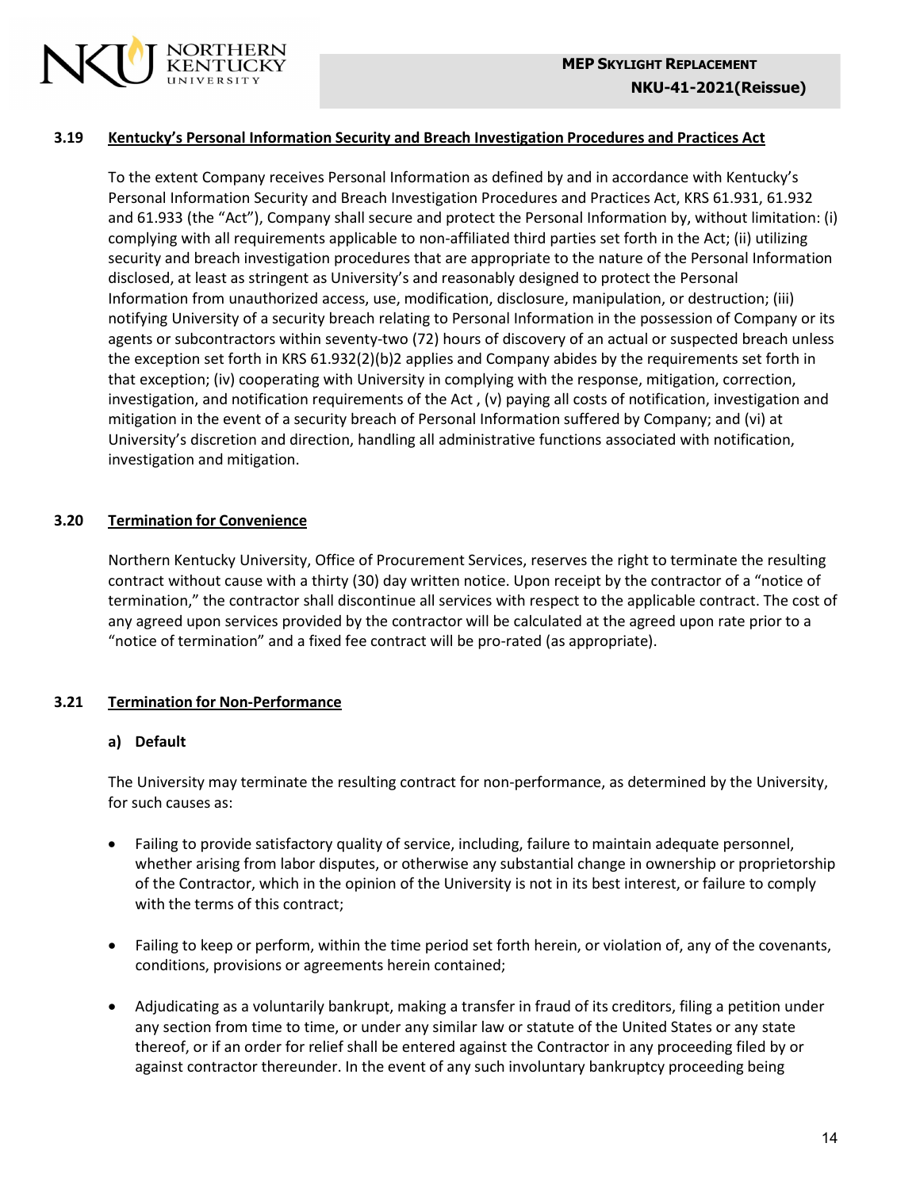### 3.19 Kentucky's Personal Information Security and Breach Investigation Procedures and Practices Act

To the extent Company receives Personal Information as defined by and in accordance with Kentucky's Personal Information Security and Breach Investigation Procedures and Practices Act, KRS 61.931, 61.932 and 61.933 (the "Act"), Company shall secure and protect the Personal Information by, without limitation: (i) complying with all requirements applicable to non-affiliated third parties set forth in the Act; (ii) utilizing security and breach investigation procedures that are appropriate to the nature of the Personal Information disclosed, at least as stringent as University's and reasonably designed to protect the Personal Information from unauthorized access, use, modification, disclosure, manipulation, or destruction; (iii) notifying University of a security breach relating to Personal Information in the possession of Company or its agents or subcontractors within seventy-two (72) hours of discovery of an actual or suspected breach unless the exception set forth in KRS 61.932(2)(b)2 applies and Company abides by the requirements set forth in that exception; (iv) cooperating with University in complying with the response, mitigation, correction, investigation, and notification requirements of the Act , (v) paying all costs of notification, investigation and mitigation in the event of a security breach of Personal Information suffered by Company; and (vi) at University's discretion and direction, handling all administrative functions associated with notification, investigation and mitigation.

### 3.20 Termination for Convenience

Northern Kentucky University, Office of Procurement Services, reserves the right to terminate the resulting contract without cause with a thirty (30) day written notice. Upon receipt by the contractor of a "notice of termination," the contractor shall discontinue all services with respect to the applicable contract. The cost of any agreed upon services provided by the contractor will be calculated at the agreed upon rate prior to a "notice of termination" and a fixed fee contract will be pro-rated (as appropriate).

### 3.21 Termination for Non-Performance

**a) Default**

The University may terminate the resulting contract for non-performance, as determined by the University, for such causes as:

- Failing to provide satisfactory quality of service, including, failure to maintain adequate personnel, whether arising from labor disputes, or otherwise any substantial change in ownership or proprietorship of the Contractor, which in the opinion of the University is not in its best interest, or failure to comply with the terms of this contract;
- Failing to keep or perform, within the time period set forth herein, or violation of, any of the covenants, conditions, provisions or agreements herein contained;
- Adjudicating as a voluntarily bankrupt, making a transfer in fraud of its creditors, filing a petition under any section from time to time, or under any similar law or statute of the United States or any state thereof, or if an order for relief shall be entered against the Contractor in any proceeding filed by or against contractor thereunder. In the event of any such involuntary bankruptcy proceeding being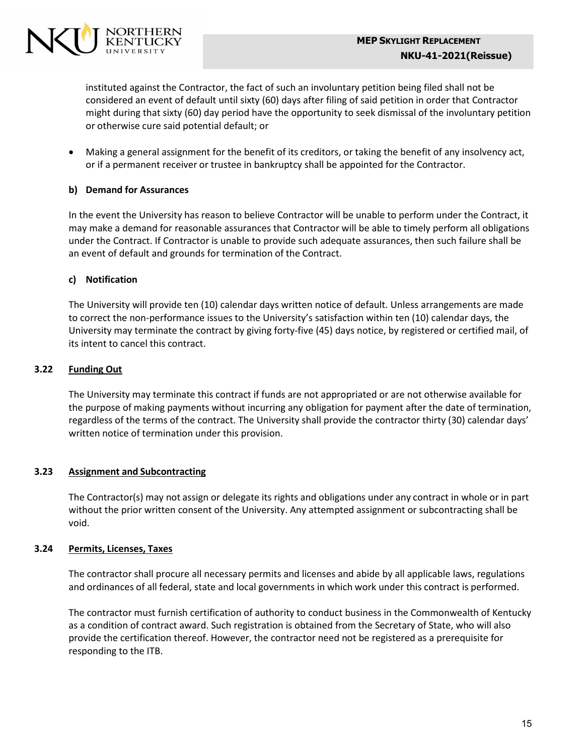instituted against the Contractor, the fact of such an involuntary petition being filed shall not be considered an event of default until sixty (60) days after filing of said petition in order that Contractor might during that sixty (60) day period have the opportunity to seek dismissal of the involuntary petition or otherwise cure said potential default; or

- Making a general assignment for the benefit of its creditors, or taking the benefit of any insolvency act, or if a permanent receiver or trustee in bankruptcy shall be appointed for the Contractor.

**b) Demand for Assurances**

In the event the University has reason to believe Contractor will be unable to perform under the Contract, it may make a demand for reasonable assurances that Contractor will be able to timely perform all obligations under the Contract. If Contractor is unable to provide such adequate assurances, then such failure shall be an event of default and grounds for termination of the Contract.

**c) Notification**

The University will provide ten (10) calendar days written notice of default. Unless arrangements are made to correct the non-performance issues to the University's satisfaction within ten (10) calendar days, the University may terminate the contract by giving forty-five (45) days notice, by registered or certified mail, of its intent to cancel this contract.

### 3.22 Funding Out

The University may terminate this contract if funds are not appropriated or are not otherwise available for the purpose of making payments without incurring any obligation for payment after the date of termination, regardless of the terms of the contract. The University shall provide the contractor thirty (30) calendar days' written notice of termination under this provision.

### 3.23 Assignment and Subcontracting

The Contractor(s) may not assign or delegate its rights and obligations under any contract in whole or in part without the prior written consent of the University. Any attempted assignment or subcontracting shall be void.

### 3.24 Permits, Licenses, Taxes

The contractor shall procure all necessary permits and licenses and abide by all applicable laws, regulations and ordinances of all federal, state and local governments in which work under this contract is performed.

The contractor must furnish certification of authority to conduct business in the Commonwealth of Kentucky as a condition of contract award. Such registration is obtained from the Secretary of State, who will also provide the certification thereof. However, the contractor need not be registered as a prerequisite for responding to the ITB.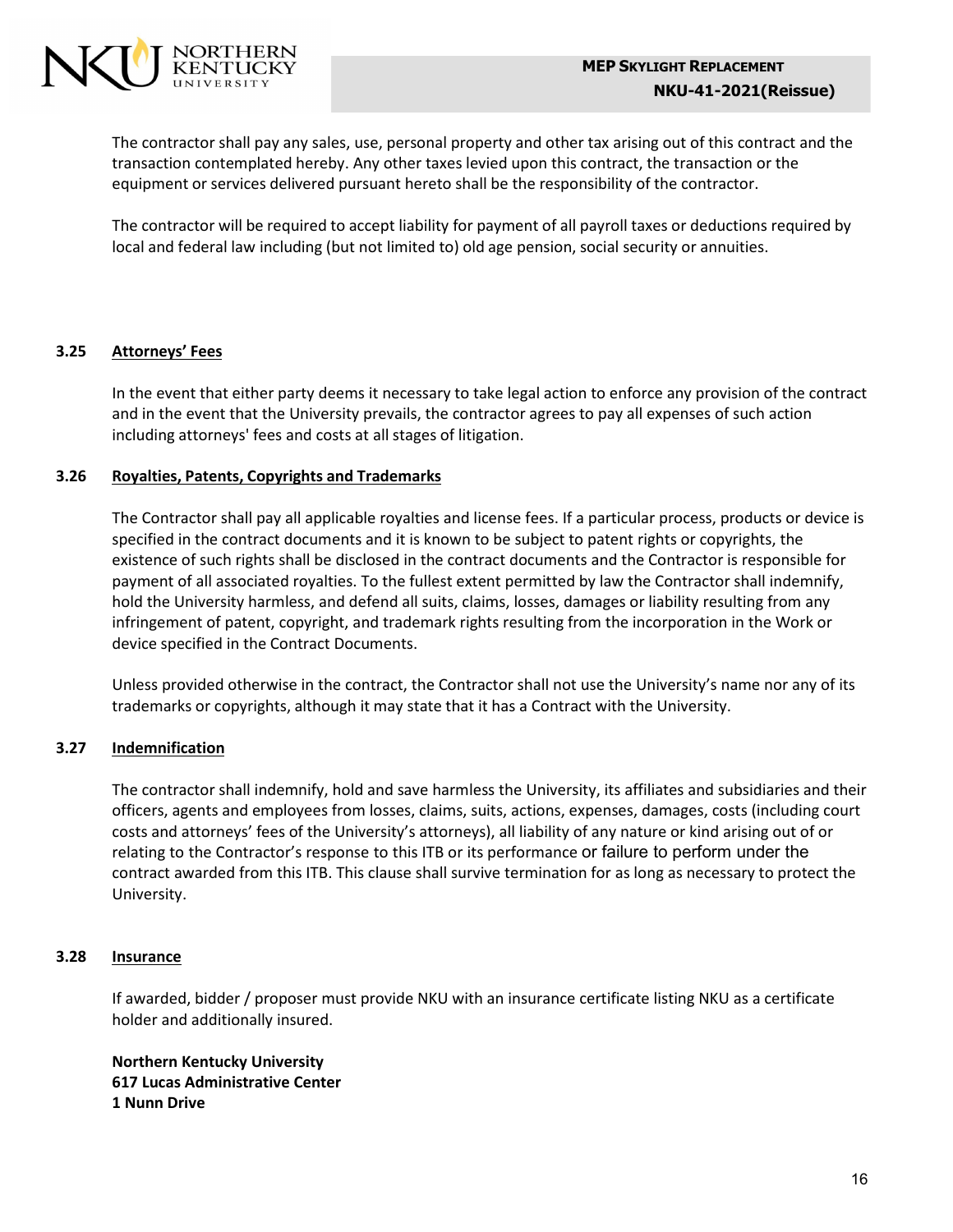The contractor shall pay any sales, use, personal property and other tax arising out of this contract and the transaction contemplated hereby. Any other taxes levied upon this contract, the transaction or the equipment or services delivered pursuant hereto shall be the responsibility of the contractor.

The contractor will be required to accept liability for payment of all payroll taxes or deductions required by local and federal law including (but not limited to) old age pension, social security or annuities.

### 3.25 Attorneys' Fees

In the event that either party deems it necessary to take legal action to enforce any provision of the contract and in the event that the University prevails, the contractor agrees to pay all expenses of such action including attorneys' fees and costs at all stages of litigation.

### 3.26 Royalties, Patents, Copyrights and Trademarks

The Contractor shall pay all applicable royalties and license fees. If a particular process, products or device is specified in the contract documents and it is known to be subject to patent rights or copyrights, the existence of such rights shall be disclosed in the contract documents and the Contractor is responsible for payment of all associated royalties. To the fullest extent permitted by law the Contractor shall indemnify, hold the University harmless, and defend all suits, claims, losses, damages or liability resulting from any infringement of patent, copyright, and trademark rights resulting from the incorporation in the Work or device specified in the Contract Documents.

Unless provided otherwise in the contract, the Contractor shall not use the University's name nor any of its trademarks or copyrights, although it may state that it has a Contract with the University.

### 3.27 Indemnification

The contractor shall indemnify, hold and save harmless the University, its affiliates and subsidiaries and their officers, agents and employees from losses, claims, suits, actions, expenses, damages, costs (including court costs and attorneys' fees of the University's attorneys), all liability of any nature or kind arising out of or relating to the Contractor's response to this ITB or its performance or failure to perform under the contract awarded from this ITB. This clause shall survive termination for as long as necessary to protect the University.

### 3.28 Insurance

If awarded, bidder / proposer must provide NKU with an insurance certificate listing NKU as a certificate holder and additionally insured.

**Northern Kentucky University**
**617 Lucas Administrative Center**
**1 Nunn Drive**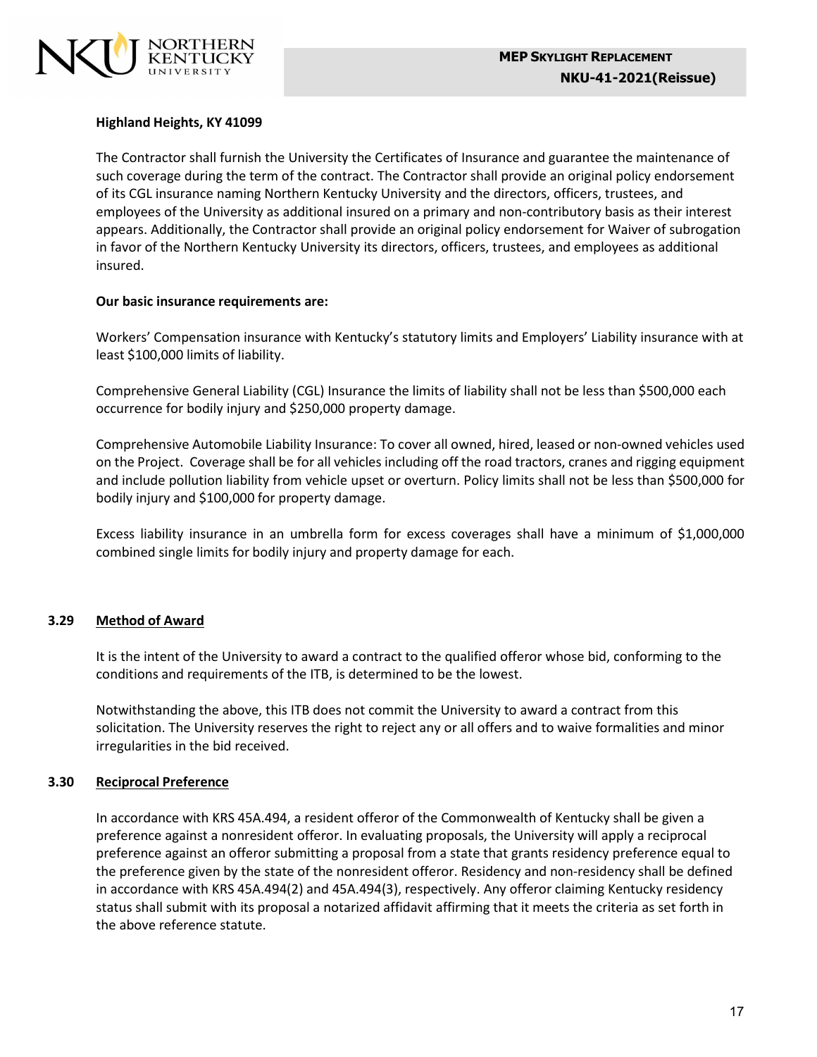**Highland Heights, KY 41099**

The Contractor shall furnish the University the Certificates of Insurance and guarantee the maintenance of such coverage during the term of the contract. The Contractor shall provide an original policy endorsement of its CGL insurance naming Northern Kentucky University and the directors, officers, trustees, and employees of the University as additional insured on a primary and non-contributory basis as their interest appears. Additionally, the Contractor shall provide an original policy endorsement for Waiver of subrogation in favor of the Northern Kentucky University its directors, officers, trustees, and employees as additional insured.

**Our basic insurance requirements are:**

Workers' Compensation insurance with Kentucky's statutory limits and Employers' Liability insurance with at least $100,000 limits of liability.

Comprehensive General Liability (CGL) Insurance the limits of liability shall not be less than $500,000 each occurrence for bodily injury and $250,000 property damage.

Comprehensive Automobile Liability Insurance: To cover all owned, hired, leased or non-owned vehicles used on the Project. Coverage shall be for all vehicles including off the road tractors, cranes and rigging equipment and include pollution liability from vehicle upset or overturn. Policy limits shall not be less than $500,000 for bodily injury and $100,000 for property damage.

Excess liability insurance in an umbrella form for excess coverages shall have a minimum of $1,000,000 combined single limits for bodily injury and property damage for each.

**3.29 Method of Award**

It is the intent of the University to award a contract to the qualified offeror whose bid, conforming to the conditions and requirements of the ITB, is determined to be the lowest.

Notwithstanding the above, this ITB does not commit the University to award a contract from this solicitation. The University reserves the right to reject any or all offers and to waive formalities and minor irregularities in the bid received.

**3.30 Reciprocal Preference**

In accordance with KRS 45A.494, a resident offeror of the Commonwealth of Kentucky shall be given a preference against a nonresident offeror. In evaluating proposals, the University will apply a reciprocal preference against an offeror submitting a proposal from a state that grants residency preference equal to the preference given by the state of the nonresident offeror. Residency and non-residency shall be defined in accordance with KRS 45A.494(2) and 45A.494(3), respectively. Any offeror claiming Kentucky residency status shall submit with its proposal a notarized affidavit affirming that it meets the criteria as set forth in the above reference statute.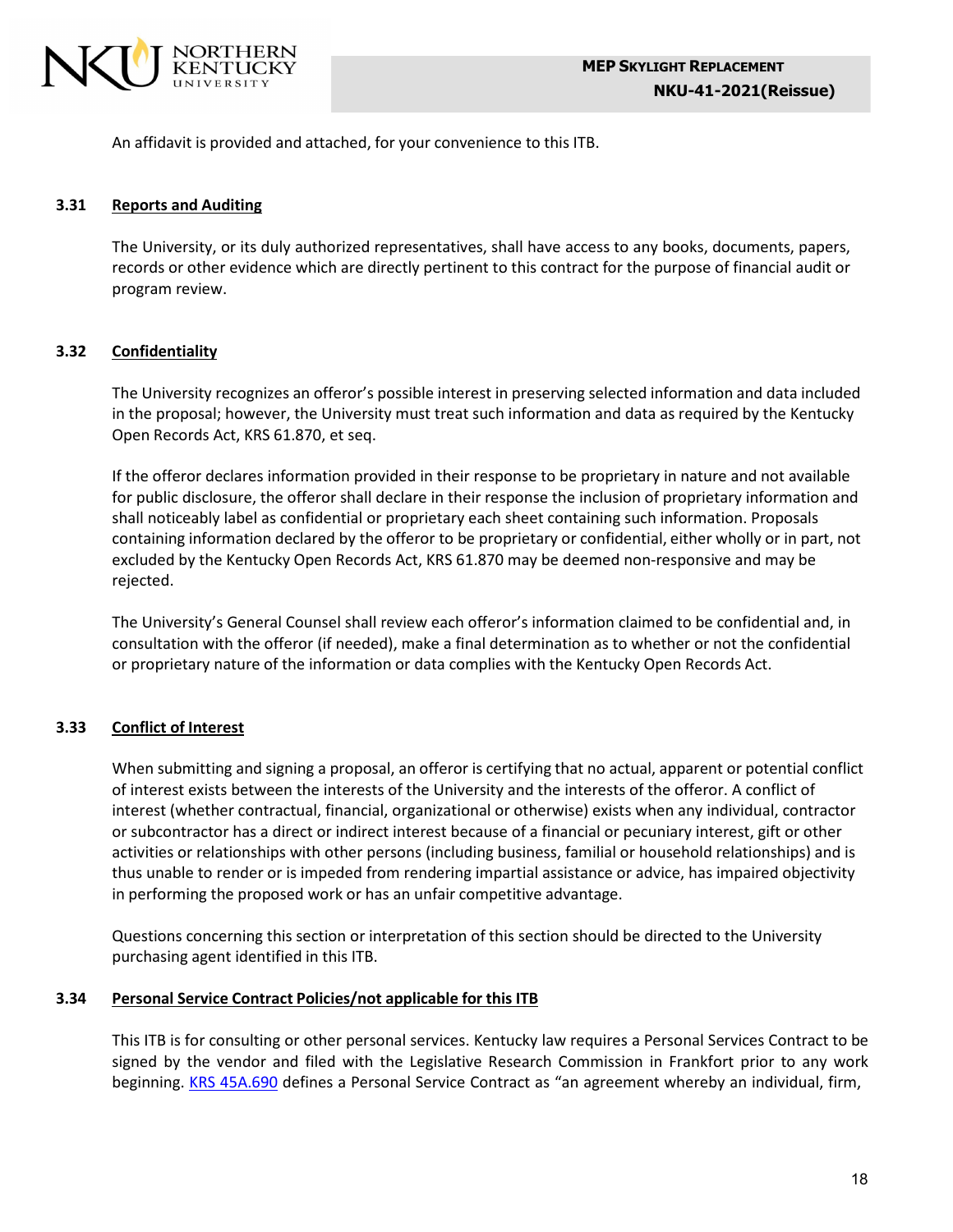An affidavit is provided and attached, for your convenience to this ITB.

### 3.31 Reports and Auditing

The University, or its duly authorized representatives, shall have access to any books, documents, papers, records or other evidence which are directly pertinent to this contract for the purpose of financial audit or program review.

### 3.32 Confidentiality

The University recognizes an offeror's possible interest in preserving selected information and data included in the proposal; however, the University must treat such information and data as required by the Kentucky Open Records Act, KRS 61.870, et seq.

If the offeror declares information provided in their response to be proprietary in nature and not available for public disclosure, the offeror shall declare in their response the inclusion of proprietary information and shall noticeably label as confidential or proprietary each sheet containing such information. Proposals containing information declared by the offeror to be proprietary or confidential, either wholly or in part, not excluded by the Kentucky Open Records Act, KRS 61.870 may be deemed non-responsive and may be rejected.

The University's General Counsel shall review each offeror's information claimed to be confidential and, in consultation with the offeror (if needed), make a final determination as to whether or not the confidential or proprietary nature of the information or data complies with the Kentucky Open Records Act.

### 3.33 Conflict of Interest

When submitting and signing a proposal, an offeror is certifying that no actual, apparent or potential conflict of interest exists between the interests of the University and the interests of the offeror. A conflict of interest (whether contractual, financial, organizational or otherwise) exists when any individual, contractor or subcontractor has a direct or indirect interest because of a financial or pecuniary interest, gift or other activities or relationships with other persons (including business, familial or household relationships) and is thus unable to render or is impeded from rendering impartial assistance or advice, has impaired objectivity in performing the proposed work or has an unfair competitive advantage.

Questions concerning this section or interpretation of this section should be directed to the University purchasing agent identified in this ITB.

### 3.34 Personal Service Contract Policies/not applicable for this ITB

This ITB is for consulting or other personal services. Kentucky law requires a Personal Services Contract to be signed by the vendor and filed with the Legislative Research Commission in Frankfort prior to any work beginning. KRS 45A.690 defines a Personal Service Contract as "an agreement whereby an individual, firm,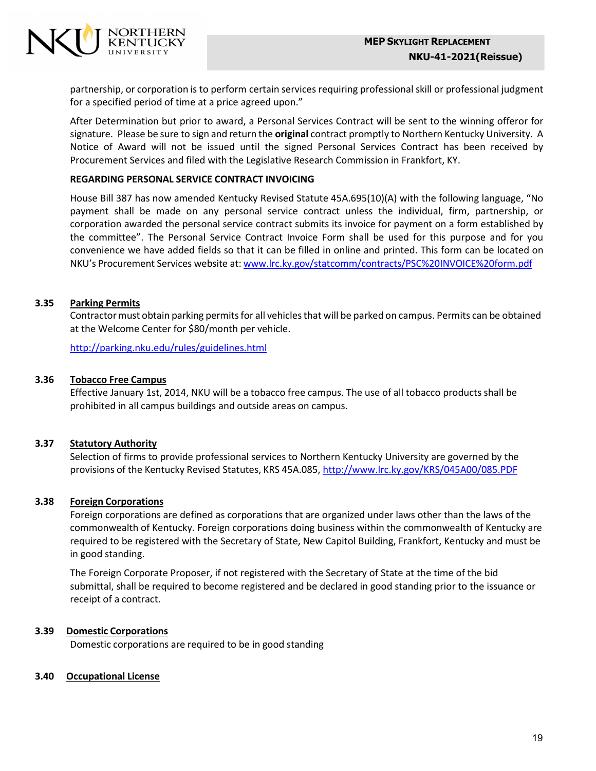partnership, or corporation is to perform certain services requiring professional skill or professional judgment for a specified period of time at a price agreed upon."

After Determination but prior to award, a Personal Services Contract will be sent to the winning offeror for signature. Please be sure to sign and return the **original** contract promptly to Northern Kentucky University. A Notice of Award will not be issued until the signed Personal Services Contract has been received by Procurement Services and filed with the Legislative Research Commission in Frankfort, KY.

**REGARDING PERSONAL SERVICE CONTRACT INVOICING**

House Bill 387 has now amended Kentucky Revised Statute 45A.695(10)(A) with the following language, "No payment shall be made on any personal service contract unless the individual, firm, partnership, or corporation awarded the personal service contract submits its invoice for payment on a form established by the committee". The Personal Service Contract Invoice Form shall be used for this purpose and for you convenience we have added fields so that it can be filled in online and printed. This form can be located on NKU's Procurement Services website at: [www.lrc.ky.gov/statcomm/contracts/PSC%20INVOICE%20form.pdf](www.lrc.ky.gov/statcomm/contracts/PSC%20INVOICE%20form.pdf)

### 3.35 Parking Permits

Contractor must obtain parking permits for all vehicles that will be parked on campus. Permits can be obtained at the Welcome Center for $80/month per vehicle.

http://parking.nku.edu/rules/guidelines.html

### 3.36 Tobacco Free Campus

Effective January 1st, 2014, NKU will be a tobacco free campus. The use of all tobacco products shall be prohibited in all campus buildings and outside areas on campus.

### 3.37 Statutory Authority

Selection of firms to provide professional services to Northern Kentucky University are governed by the provisions of the Kentucky Revised Statutes, KRS 45A.085, http://www.lrc.ky.gov/KRS/045A00/085.PDF

### 3.38 Foreign Corporations

Foreign corporations are defined as corporations that are organized under laws other than the laws of the commonwealth of Kentucky. Foreign corporations doing business within the commonwealth of Kentucky are required to be registered with the Secretary of State, New Capitol Building, Frankfort, Kentucky and must be in good standing.

The Foreign Corporate Proposer, if not registered with the Secretary of State at the time of the bid submittal, shall be required to become registered and be declared in good standing prior to the issuance or receipt of a contract.

### 3.39 Domestic Corporations

Domestic corporations are required to be in good standing

### 3.40 Occupational License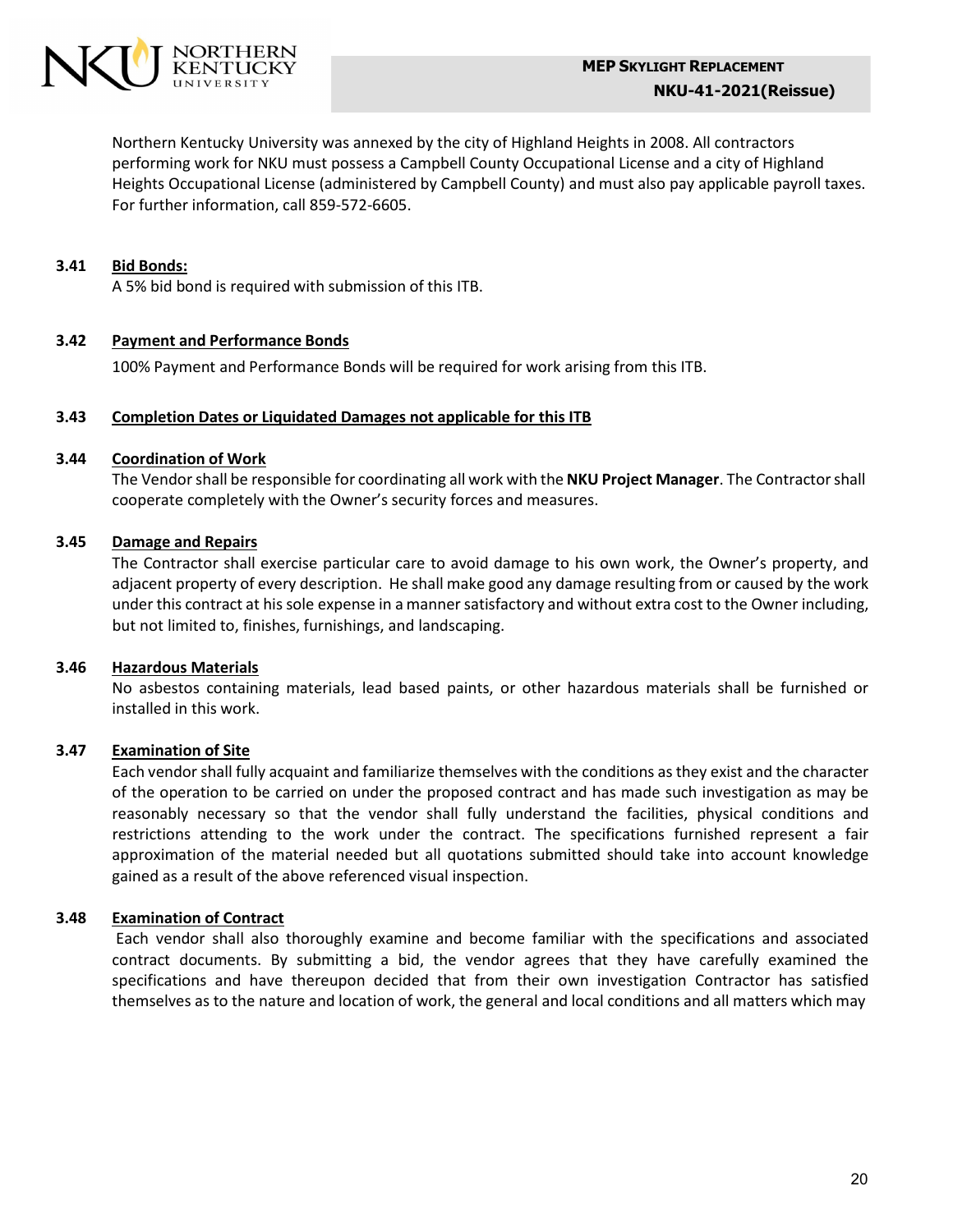Northern Kentucky University was annexed by the city of Highland Heights in 2008. All contractors performing work for NKU must possess a Campbell County Occupational License and a city of Highland Heights Occupational License (administered by Campbell County) and must also pay applicable payroll taxes. For further information, call 859-572-6605.

**3.41 Bid Bonds:**

A 5% bid bond is required with submission of this ITB.

**3.42 Payment and Performance Bonds**

100% Payment and Performance Bonds will be required for work arising from this ITB.

**3.43 Completion Dates or Liquidated Damages not applicable for this ITB**

**3.44 Coordination of Work**

The Vendor shall be responsible for coordinating all work with the **NKU Project Manager**. The Contractor shall cooperate completely with the Owner's security forces and measures.

**3.45 Damage and Repairs**

The Contractor shall exercise particular care to avoid damage to his own work, the Owner's property, and adjacent property of every description. He shall make good any damage resulting from or caused by the work under this contract at his sole expense in a manner satisfactory and without extra cost to the Owner including, but not limited to, finishes, furnishings, and landscaping.

**3.46 Hazardous Materials**

No asbestos containing materials, lead based paints, or other hazardous materials shall be furnished or installed in this work.

**3.47 Examination of Site**

Each vendor shall fully acquaint and familiarize themselves with the conditions as they exist and the character of the operation to be carried on under the proposed contract and has made such investigation as may be reasonably necessary so that the vendor shall fully understand the facilities, physical conditions and restrictions attending to the work under the contract. The specifications furnished represent a fair approximation of the material needed but all quotations submitted should take into account knowledge gained as a result of the above referenced visual inspection.

**3.48 Examination of Contract**

Each vendor shall also thoroughly examine and become familiar with the specifications and associated contract documents. By submitting a bid, the vendor agrees that they have carefully examined the specifications and have thereupon decided that from their own investigation Contractor has satisfied themselves as to the nature and location of work, the general and local conditions and all matters which may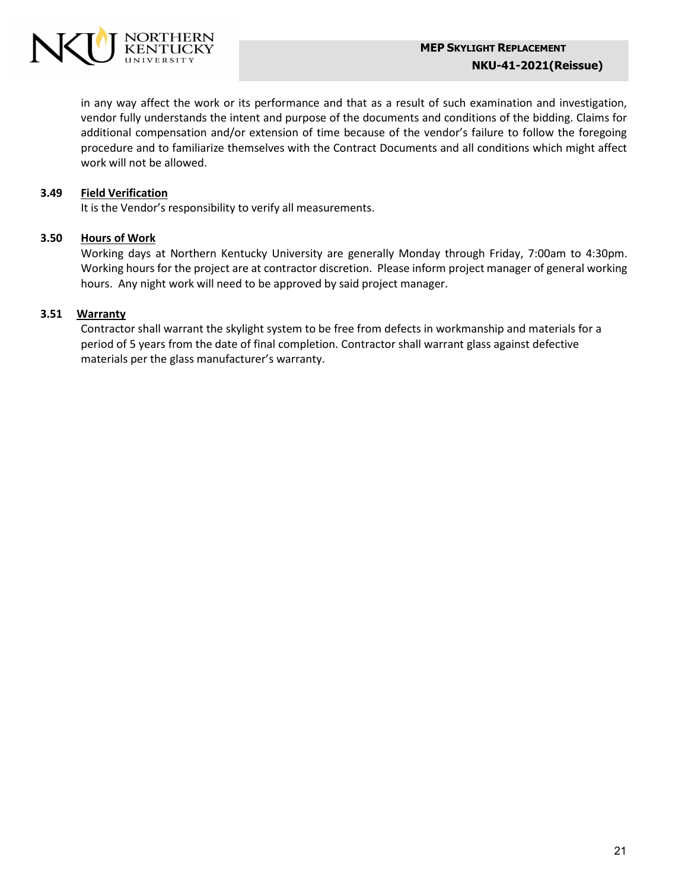in any way affect the work or its performance and that as a result of such examination and investigation, vendor fully understands the intent and purpose of the documents and conditions of the bidding. Claims for additional compensation and/or extension of time because of the vendor's failure to follow the foregoing procedure and to familiarize themselves with the Contract Documents and all conditions which might affect work will not be allowed.

**3.49 <u>Field Verification</u>**

It is the Vendor's responsibility to verify all measurements.

**3.50 <u>Hours of Work</u>**

Working days at Northern Kentucky University are generally Monday through Friday, 7:00am to 4:30pm. Working hours for the project are at contractor discretion. Please inform project manager of general working hours. Any night work will need to be approved by said project manager.

**3.51 <u>Warranty</u>**

Contractor shall warrant the skylight system to be free from defects in workmanship and materials for a period of 5 years from the date of final completion. Contractor shall warrant glass against defective materials per the glass manufacturer's warranty.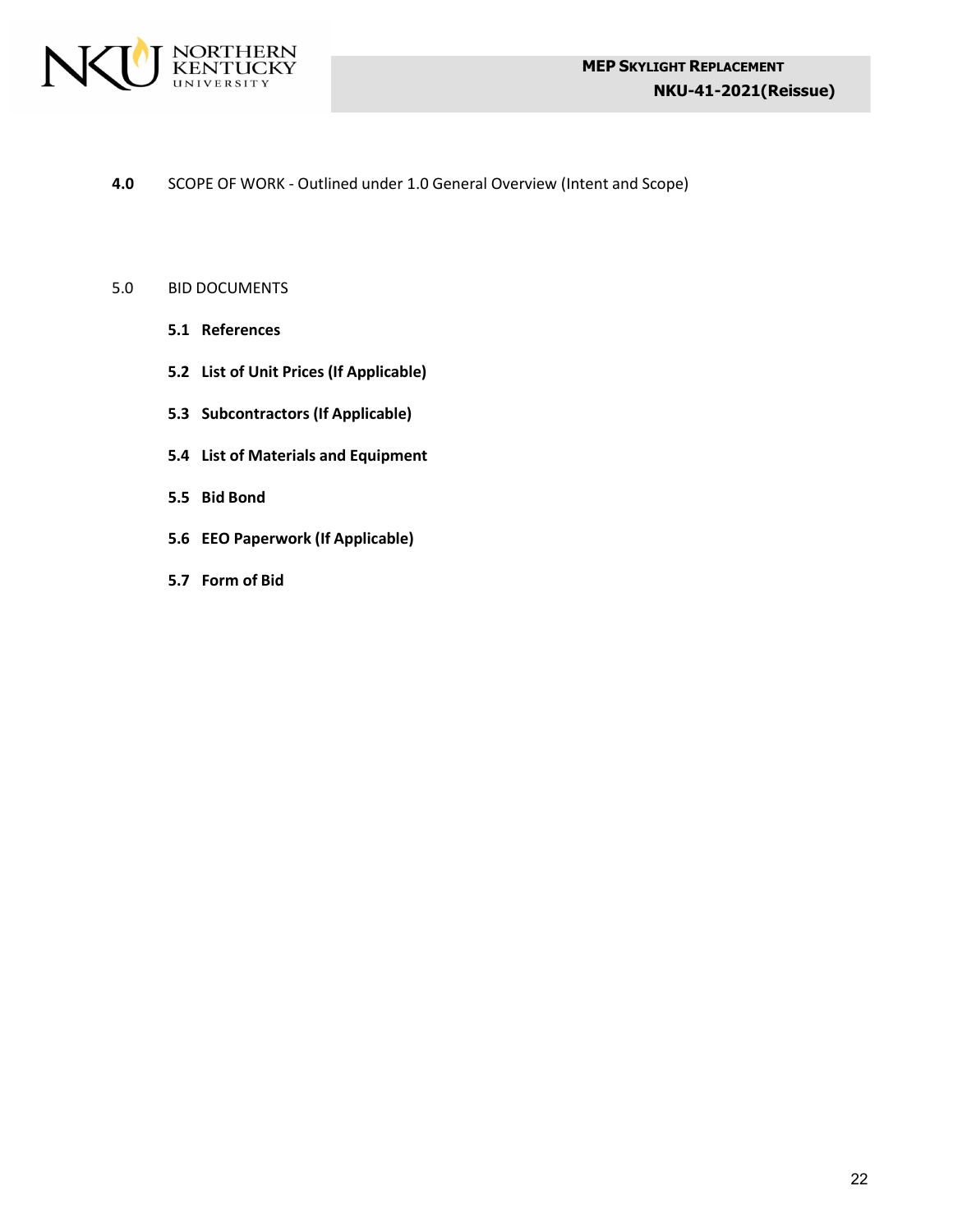**4.0** SCOPE OF WORK - Outlined under 1.0 General Overview (Intent and Scope)

5.0 BID DOCUMENTS

- **5.1 References**
- **5.2 List of Unit Prices (If Applicable)**
- **5.3 Subcontractors (If Applicable)**
- **5.4 List of Materials and Equipment**
- **5.5 Bid Bond**
- **5.6 EEO Paperwork (If Applicable)**
- **5.7 Form of Bid**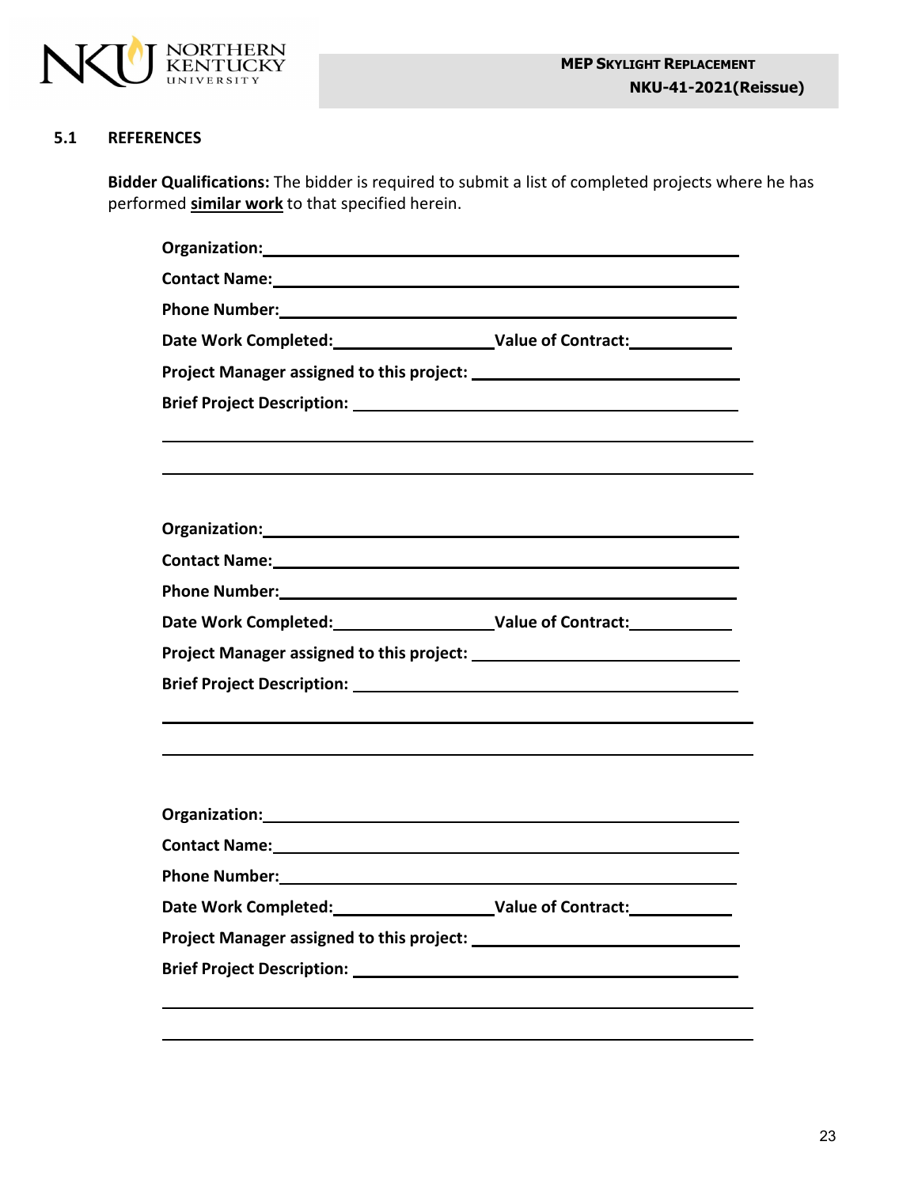## 5.1 REFERENCES

**Bidder Qualifications:** The bidder is required to submit a list of completed projects where he has performed **similar work** to that specified herein.

**Organization:**\_\_\_\_\_\_\_\_\_\_\_\_\_\_\_\_\_\_\_\_\_\_\_\_\_\_\_\_\_\_\_\_\_\_\_\_\_\_\_\_\_\_\_\_

**Contact Name:**\_\_\_\_\_\_\_\_\_\_\_\_\_\_\_\_\_\_\_\_\_\_\_\_\_\_\_\_\_\_\_\_\_\_\_\_\_\_\_\_\_\_\_\_

**Phone Number:**\_\_\_\_\_\_\_\_\_\_\_\_\_\_\_\_\_\_\_\_\_\_\_\_\_\_\_\_\_\_\_\_\_\_\_\_\_\_\_\_\_\_\_\_

**Date Work Completed:**\_\_\_\_\_\_\_\_\_\_\_\_\_\_\_\_\_\_ **Value of Contract:**\_\_\_\_\_\_\_\_\_\_\_\_

**Project Manager assigned to this project:** \_\_\_\_\_\_\_\_\_\_\_\_\_\_\_\_\_\_\_\_\_\_\_\_\_\_\_\_\_\_

**Brief Project Description:** \_\_\_\_\_\_\_\_\_\_\_\_\_\_\_\_\_\_\_\_\_\_\_\_\_\_\_\_\_\_\_\_\_\_\_\_\_\_\_\_

\_\_\_\_\_\_\_\_\_\_\_\_\_\_\_\_\_\_\_\_\_\_\_\_\_\_\_\_\_\_\_\_\_\_\_\_\_\_\_\_\_\_\_\_\_\_\_\_\_\_\_\_\_\_\_\_\_\_\_\_

\_\_\_\_\_\_\_\_\_\_\_\_\_\_\_\_\_\_\_\_\_\_\_\_\_\_\_\_\_\_\_\_\_\_\_\_\_\_\_\_\_\_\_\_\_\_\_\_\_\_\_\_\_\_\_\_\_\_\_\_

**Organization:**\_\_\_\_\_\_\_\_\_\_\_\_\_\_\_\_\_\_\_\_\_\_\_\_\_\_\_\_\_\_\_\_\_\_\_\_\_\_\_\_\_\_\_\_

**Contact Name:**\_\_\_\_\_\_\_\_\_\_\_\_\_\_\_\_\_\_\_\_\_\_\_\_\_\_\_\_\_\_\_\_\_\_\_\_\_\_\_\_\_\_\_\_

**Phone Number:**\_\_\_\_\_\_\_\_\_\_\_\_\_\_\_\_\_\_\_\_\_\_\_\_\_\_\_\_\_\_\_\_\_\_\_\_\_\_\_\_\_\_\_\_

**Date Work Completed:**\_\_\_\_\_\_\_\_\_\_\_\_\_\_\_\_\_\_ **Value of Contract:**\_\_\_\_\_\_\_\_\_\_\_\_

**Project Manager assigned to this project:** \_\_\_\_\_\_\_\_\_\_\_\_\_\_\_\_\_\_\_\_\_\_\_\_\_\_\_\_\_\_

**Brief Project Description:** \_\_\_\_\_\_\_\_\_\_\_\_\_\_\_\_\_\_\_\_\_\_\_\_\_\_\_\_\_\_\_\_\_\_\_\_\_\_\_\_

\_\_\_\_\_\_\_\_\_\_\_\_\_\_\_\_\_\_\_\_\_\_\_\_\_\_\_\_\_\_\_\_\_\_\_\_\_\_\_\_\_\_\_\_\_\_\_\_\_\_\_\_\_\_\_\_\_\_\_\_

\_\_\_\_\_\_\_\_\_\_\_\_\_\_\_\_\_\_\_\_\_\_\_\_\_\_\_\_\_\_\_\_\_\_\_\_\_\_\_\_\_\_\_\_\_\_\_\_\_\_\_\_\_\_\_\_\_\_\_\_

**Organization:**\_\_\_\_\_\_\_\_\_\_\_\_\_\_\_\_\_\_\_\_\_\_\_\_\_\_\_\_\_\_\_\_\_\_\_\_\_\_\_\_\_\_\_\_

**Contact Name:**\_\_\_\_\_\_\_\_\_\_\_\_\_\_\_\_\_\_\_\_\_\_\_\_\_\_\_\_\_\_\_\_\_\_\_\_\_\_\_\_\_\_\_\_

**Phone Number:**\_\_\_\_\_\_\_\_\_\_\_\_\_\_\_\_\_\_\_\_\_\_\_\_\_\_\_\_\_\_\_\_\_\_\_\_\_\_\_\_\_\_\_\_

**Date Work Completed:**\_\_\_\_\_\_\_\_\_\_\_\_\_\_\_\_\_\_ **Value of Contract:**\_\_\_\_\_\_\_\_\_\_\_\_

**Project Manager assigned to this project:** \_\_\_\_\_\_\_\_\_\_\_\_\_\_\_\_\_\_\_\_\_\_\_\_\_\_\_\_\_\_

**Brief Project Description:** \_\_\_\_\_\_\_\_\_\_\_\_\_\_\_\_\_\_\_\_\_\_\_\_\_\_\_\_\_\_\_\_\_\_\_\_\_\_\_\_

\_\_\_\_\_\_\_\_\_\_\_\_\_\_\_\_\_\_\_\_\_\_\_\_\_\_\_\_\_\_\_\_\_\_\_\_\_\_\_\_\_\_\_\_\_\_\_\_\_\_\_\_\_\_\_\_\_\_\_\_

\_\_\_\_\_\_\_\_\_\_\_\_\_\_\_\_\_\_\_\_\_\_\_\_\_\_\_\_\_\_\_\_\_\_\_\_\_\_\_\_\_\_\_\_\_\_\_\_\_\_\_\_\_\_\_\_\_\_\_\_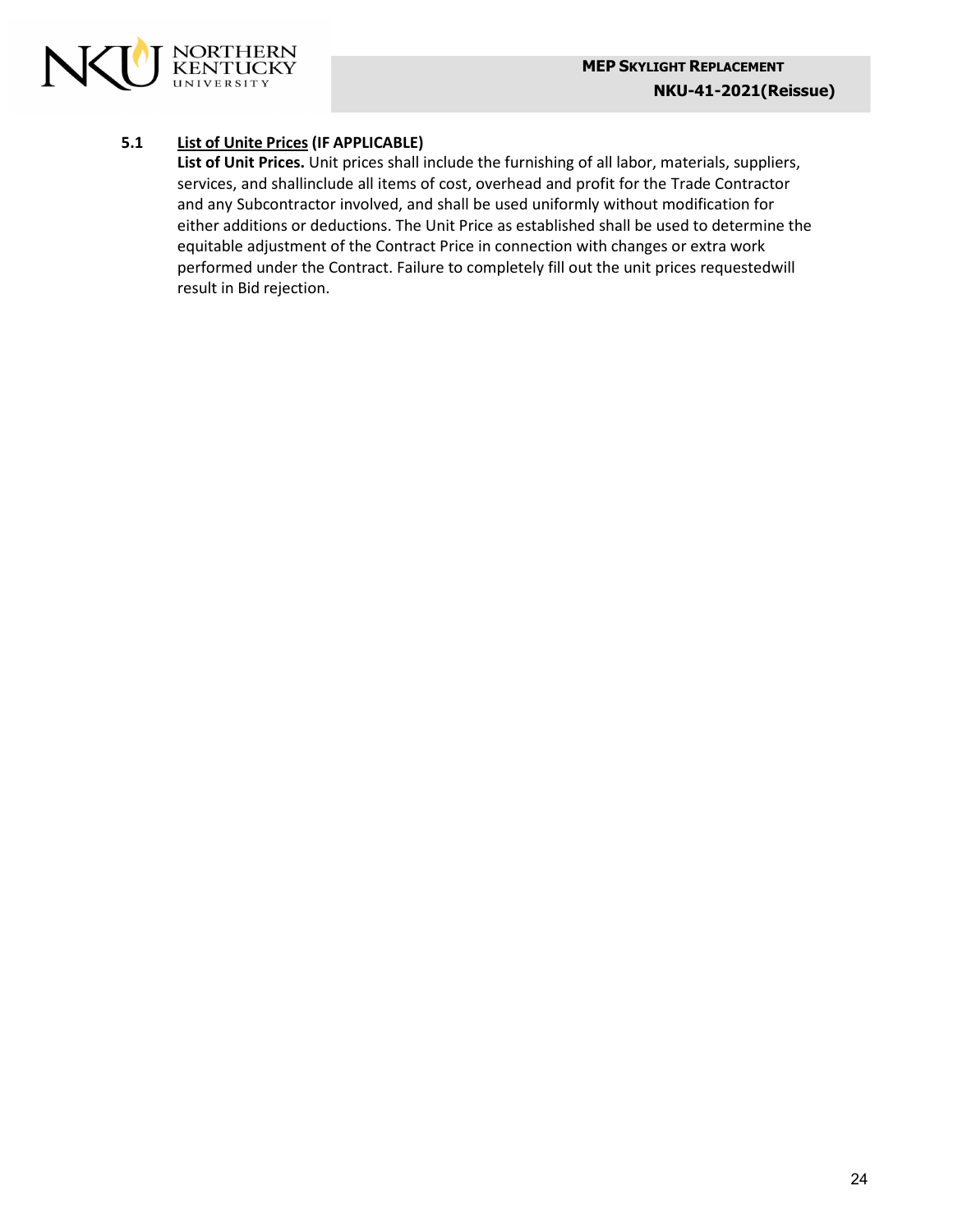**5.1** **<u>List of Unite Prices</u> (IF APPLICABLE)**

**List of Unit Prices.** Unit prices shall include the furnishing of all labor, materials, suppliers, services, and shallinclude all items of cost, overhead and profit for the Trade Contractor and any Subcontractor involved, and shall be used uniformly without modification for either additions or deductions. The Unit Price as established shall be used to determine the equitable adjustment of the Contract Price in connection with changes or extra work performed under the Contract. Failure to completely fill out the unit prices requestedwill result in Bid rejection.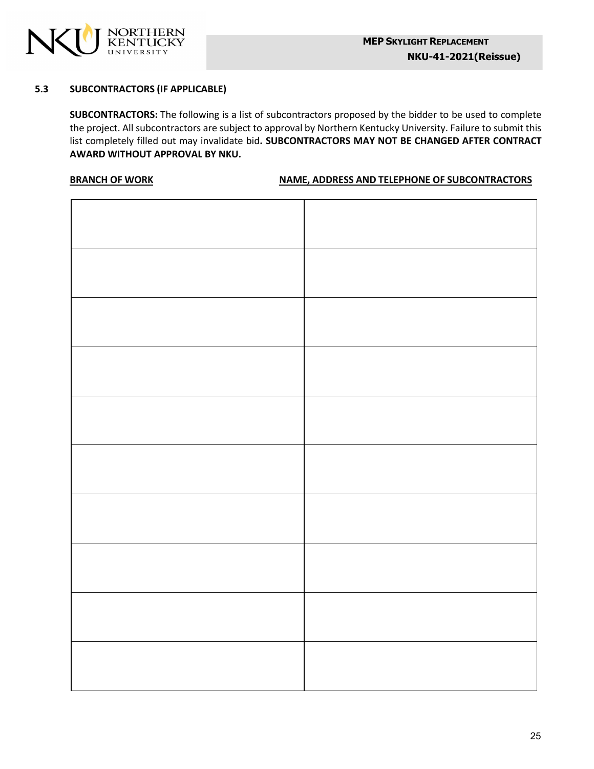### 5.3 SUBCONTRACTORS (IF APPLICABLE)

**SUBCONTRACTORS:** The following is a list of subcontractors proposed by the bidder to be used to complete the project. All subcontractors are subject to approval by Northern Kentucky University. Failure to submit this list completely filled out may invalidate bid**. SUBCONTRACTORS MAY NOT BE CHANGED AFTER CONTRACT AWARD WITHOUT APPROVAL BY NKU.**

| BRANCH OF WORK | NAME, ADDRESS AND TELEPHONE OF SUBCONTRACTORS |
|---|---|
| | |
| | |
| | |
| | |
| | |
| | |
| | |
| | |
| | |
| | |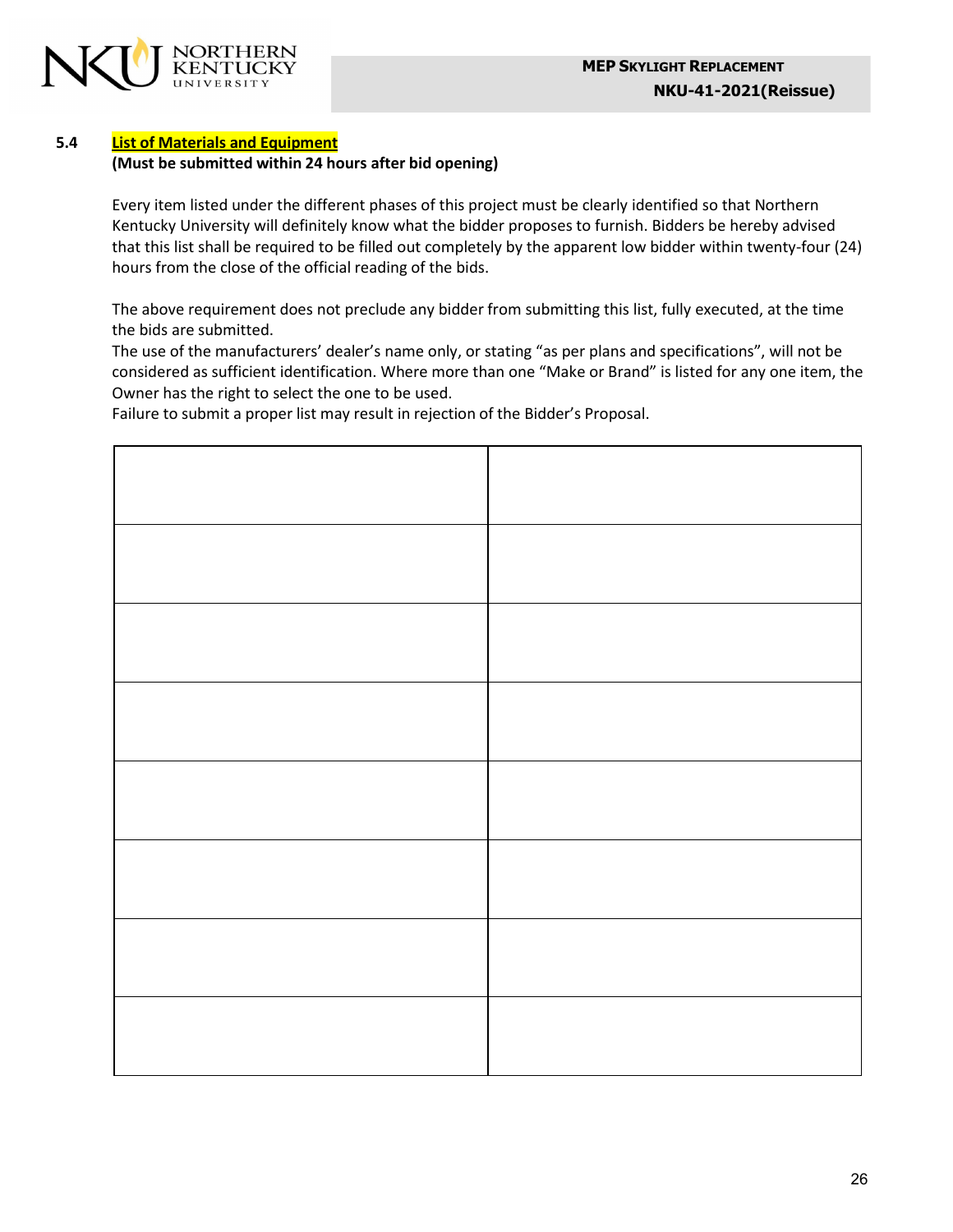### 5.4 **List of Materials and Equipment**

**(Must be submitted within 24 hours after bid opening)**

Every item listed under the different phases of this project must be clearly identified so that Northern Kentucky University will definitely know what the bidder proposes to furnish. Bidders be hereby advised that this list shall be required to be filled out completely by the apparent low bidder within twenty-four (24) hours from the close of the official reading of the bids.

The above requirement does not preclude any bidder from submitting this list, fully executed, at the time the bids are submitted.

The use of the manufacturers' dealer's name only, or stating "as per plans and specifications", will not be considered as sufficient identification. Where more than one "Make or Brand" is listed for any one item, the Owner has the right to select the one to be used.

Failure to submit a proper list may result in rejection of the Bidder's Proposal.

| | |
|---|---|
| | |
| | |
| | |
| | |
| | |
| | |
| | |
| | |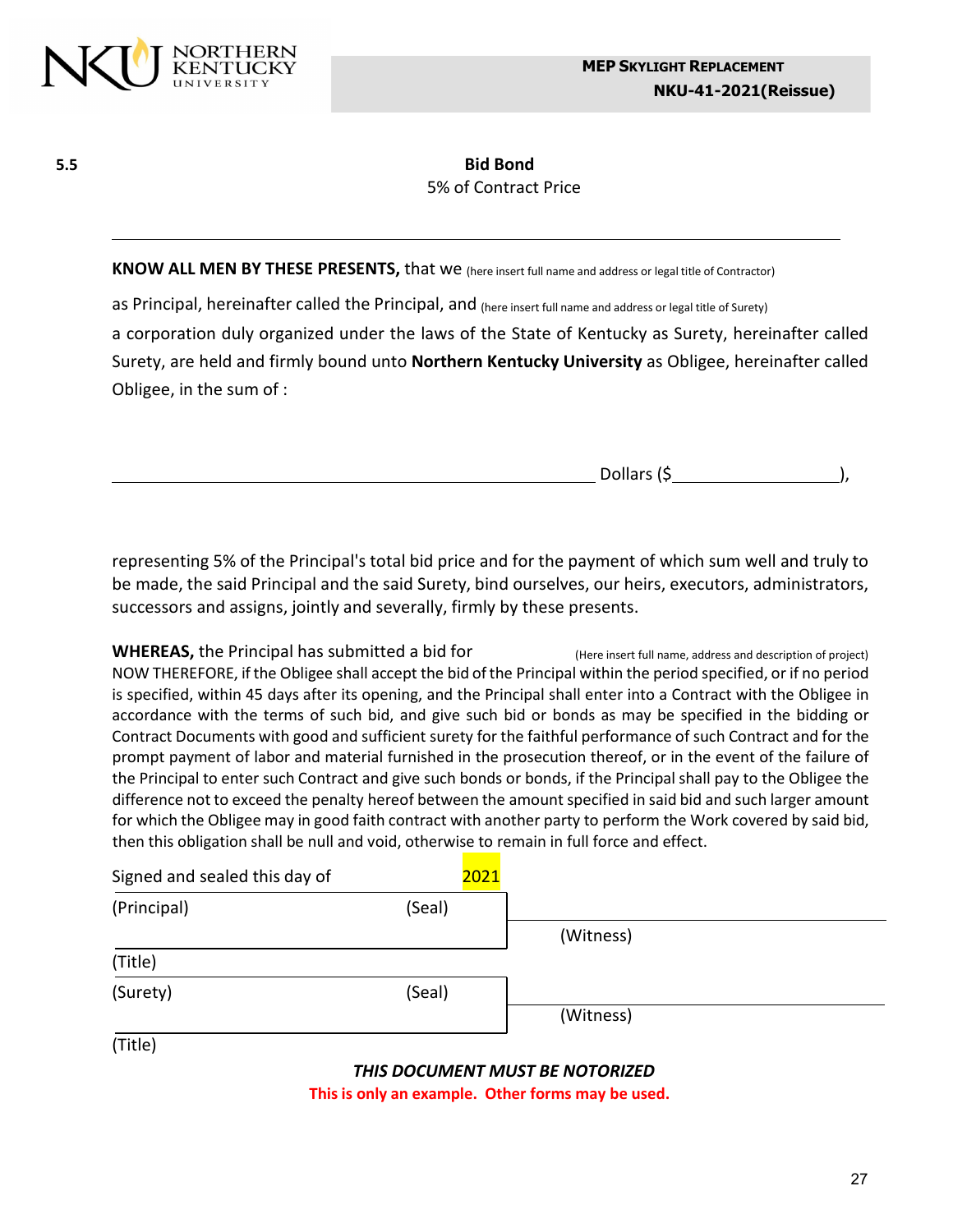**5.5**

## Bid Bond

5% of Contract Price

---

**KNOW ALL MEN BY THESE PRESENTS,** that we (here insert full name and address or legal title of Contractor)

as Principal, hereinafter called the Principal, and (here insert full name and address or legal title of Surety) a corporation duly organized under the laws of the State of Kentucky as Surety, hereinafter called Surety, are held and firmly bound unto **Northern Kentucky University** as Obligee, hereinafter called Obligee, in the sum of :

______________________________________________ Dollars ($________________),

representing 5% of the Principal's total bid price and for the payment of which sum well and truly to be made, the said Principal and the said Surety, bind ourselves, our heirs, executors, administrators, successors and assigns, jointly and severally, firmly by these presents.

**WHEREAS,** the Principal has submitted a bid for (Here insert full name, address and description of project) NOW THEREFORE, if the Obligee shall accept the bid of the Principal within the period specified, or if no period is specified, within 45 days after its opening, and the Principal shall enter into a Contract with the Obligee in accordance with the terms of such bid, and give such bid or bonds as may be specified in the bidding or Contract Documents with good and sufficient surety for the faithful performance of such Contract and for the prompt payment of labor and material furnished in the prosecution thereof, or in the event of the failure of the Principal to enter such Contract and give such bonds or bonds, if the Principal shall pay to the Obligee the difference not to exceed the penalty hereof between the amount specified in said bid and such larger amount for which the Obligee may in good faith contract with another party to perform the Work covered by said bid, then this obligation shall be null and void, otherwise to remain in full force and effect.

Signed and sealed this day of 2021

(Principal) (Seal)

__________________________ (Witness)

(Title)

(Surety) (Seal)

__________________________ (Witness)

(Title)

***THIS DOCUMENT MUST BE NOTORIZED***

**This is only an example. Other forms may be used.**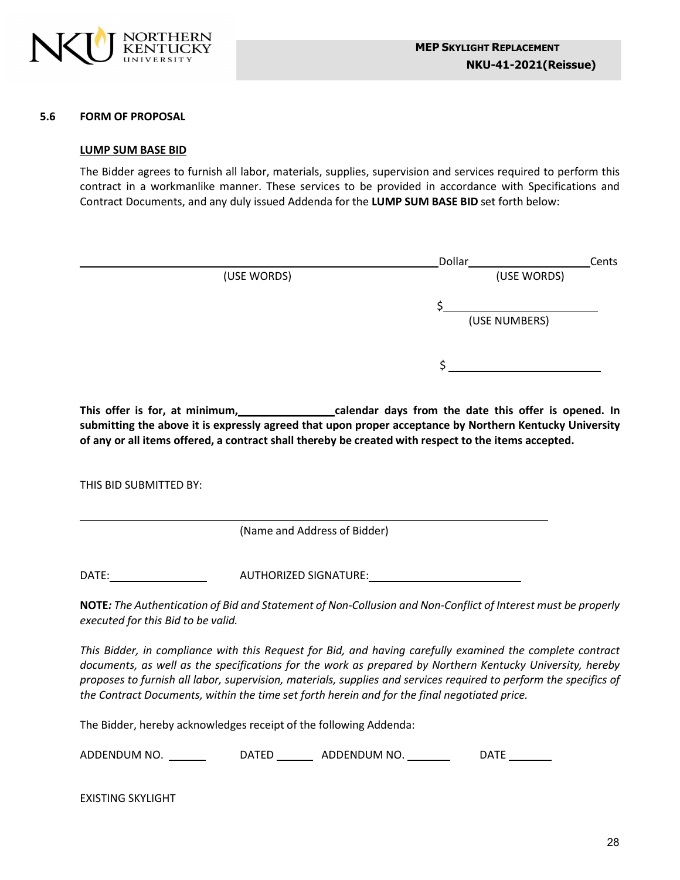## 5.6 FORM OF PROPOSAL

**LUMP SUM BASE BID**

The Bidder agrees to furnish all labor, materials, supplies, supervision and services required to perform this contract in a workmanlike manner. These services to be provided in accordance with Specifications and Contract Documents, and any duly issued Addenda for the **LUMP SUM BASE BID** set forth below:

\_\_\_\_\_\_\_\_\_\_\_\_\_\_\_\_\_\_\_\_\_\_\_\_\_\_\_\_\_\_\_\_\_\_\_\_\_\_\_\_ Dollar \_\_\_\_\_\_\_\_\_\_\_\_\_\_\_\_ Cents

(USE WORDS) (USE WORDS)

$ \_\_\_\_\_\_\_\_\_\_\_\_\_\_\_\_\_\_\_\_

(USE NUMBERS)

$ \_\_\_\_\_\_\_\_\_\_\_\_\_\_\_\_\_\_\_\_

**This offer is for, at minimum, \_\_\_\_\_\_\_\_\_\_\_\_ calendar days from the date this offer is opened. In submitting the above it is expressly agreed that upon proper acceptance by Northern Kentucky University of any or all items offered, a contract shall thereby be created with respect to the items accepted.**

THIS BID SUBMITTED BY:

\_\_\_\_\_\_\_\_\_\_\_\_\_\_\_\_\_\_\_\_\_\_\_\_\_\_\_\_\_\_\_\_\_\_\_\_\_\_\_\_\_\_\_\_\_\_\_\_

(Name and Address of Bidder)

DATE: \_\_\_\_\_\_\_\_\_\_\_\_ AUTHORIZED SIGNATURE: \_\_\_\_\_\_\_\_\_\_\_\_\_\_\_\_\_\_\_\_

**NOTE***: The Authentication of Bid and Statement of Non-Collusion and Non-Conflict of Interest must be properly executed for this Bid to be valid.*

*This Bidder, in compliance with this Request for Bid, and having carefully examined the complete contract documents, as well as the specifications for the work as prepared by Northern Kentucky University, hereby proposes to furnish all labor, supervision, materials, supplies and services required to perform the specifics of the Contract Documents, within the time set forth herein and for the final negotiated price.*

The Bidder, hereby acknowledges receipt of the following Addenda:

ADDENDUM NO. \_\_\_\_\_\_ DATED \_\_\_\_\_\_ ADDENDUM NO. \_\_\_\_\_\_ DATE \_\_\_\_\_\_

EXISTING SKYLIGHT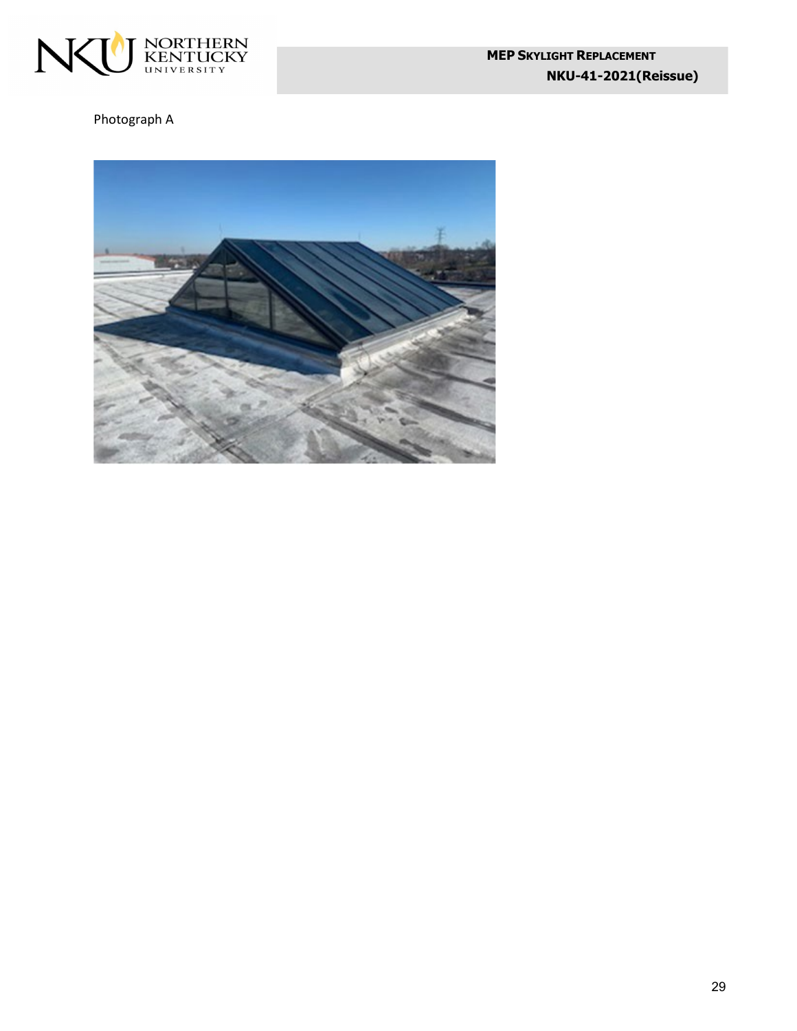Photograph A